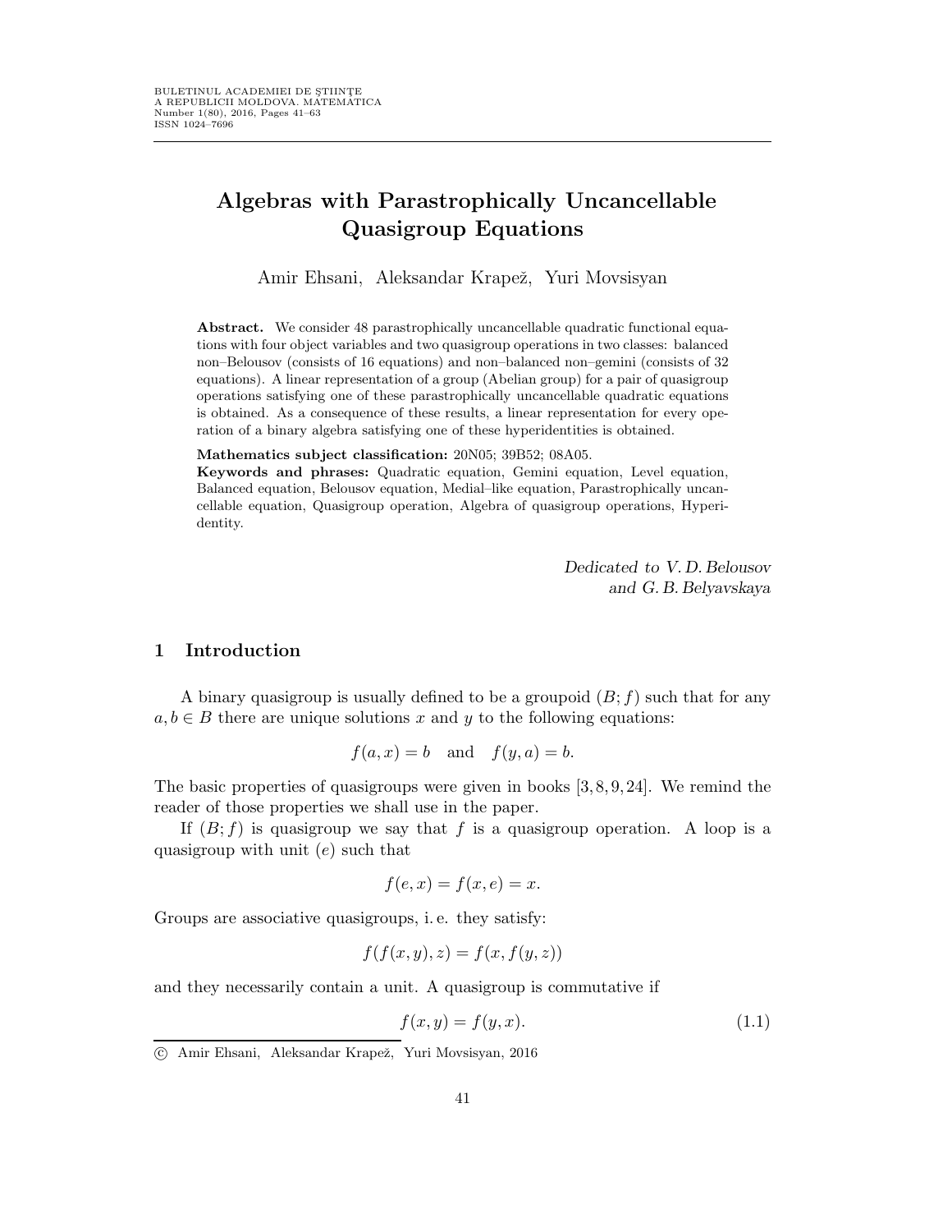# Algebras with Parastrophically Uncancellable Quasigroup Equations

Amir Ehsani, Aleksandar Krapež, Yuri Movsisyan

**Abstract.** We consider 48 parastrophically uncancellable quadratic functional equations with four object variables and two quasigroup operations in two classes: balanced non–Belousov (consists of 16 equations) and non–balanced non–gemini (consists of 32 equations). A linear representation of a group (Abelian group) for a pair of quasigroup operations satisfying one of these parastrophically uncancellable quadratic equations is obtained. As a consequence of these results, a linear representation for every operation of a binary algebra satisfying one of these hyperidentities is obtained.

**Mathematics subject classification:** 20N05; 39B52; 08A05.

**Keywords and phrases:** Quadratic equation, Gemini equation, Level equation, Balanced equation, Belousov equation, Medial–like equation, Parastrophically uncancellable equation, Quasigroup operation, Algebra of quasigroup operations, Hyperidentity.

*Dedicated to V. D. Belousov*
*and G. B. Belyavskaya*

## 1 Introduction

A binary quasigroup is usually defined to be a groupoid $(B; f)$ such that for any $a, b \in B$ there are unique solutions $x$ and $y$ to the following equations:

$$f(a, x) = b \quad \text{and} \quad f(y, a) = b.$$

The basic properties of quasigroups were given in books [3, 8, 9, 24]. We remind the reader of those properties we shall use in the paper.

If $(B; f)$ is quasigroup we say that $f$ is a quasigroup operation. A loop is a quasigroup with unit $(e)$ such that

$$f(e, x) = f(x, e) = x.$$

Groups are associative quasigroups, i. e. they satisfy:

$$f(f(x, y), z) = f(x, f(y, z))$$

and they necessarily contain a unit. A quasigroup is commutative if

$$f(x, y) = f(y, x). \tag{1.1}$$

© Amir Ehsani, Aleksandar Krapež, Yuri Movsisyan, 2016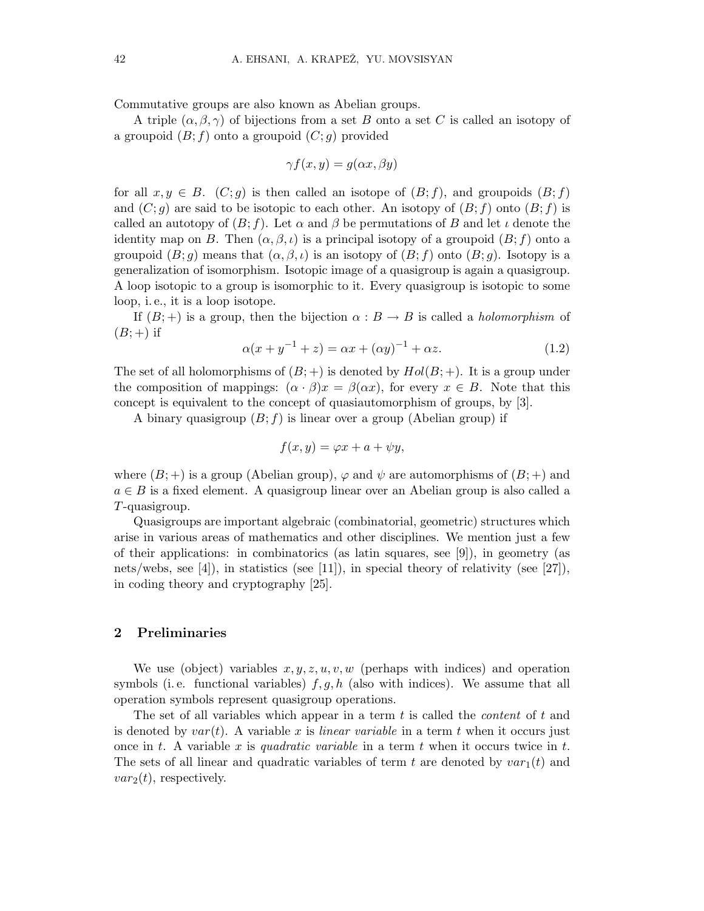Commutative groups are also known as Abelian groups.

A triple $(\alpha, \beta, \gamma)$ of bijections from a set $B$ onto a set $C$ is called an isotopy of a groupoid $(B; f)$ onto a groupoid $(C; g)$ provided

$$\gamma f(x, y) = g(\alpha x, \beta y)$$

for all $x, y \in B$. $(C; g)$ is then called an isotope of $(B; f)$, and groupoids $(B; f)$ and $(C; g)$ are said to be isotopic to each other. An isotopy of $(B; f)$ onto $(B; f)$ is called an autotopy of $(B; f)$. Let $\alpha$ and $\beta$ be permutations of $B$ and let $\iota$ denote the identity map on $B$. Then $(\alpha, \beta, \iota)$ is a principal isotopy of a groupoid $(B; f)$ onto a groupoid $(B; g)$ means that $(\alpha, \beta, \iota)$ is an isotopy of $(B; f)$ onto $(B; g)$. Isotopy is a generalization of isomorphism. Isotopic image of a quasigroup is again a quasigroup. A loop isotopic to a group is isomorphic to it. Every quasigroup is isotopic to some loop, i. e., it is a loop isotope.

If $(B; +)$ is a group, then the bijection $\alpha : B \to B$ is called a *holomorphism* of $(B; +)$ if

$$\alpha(x + y^{-1} + z) = \alpha x + (\alpha y)^{-1} + \alpha z. \tag{1.2}$$

The set of all holomorphisms of $(B; +)$ is denoted by $Hol(B; +)$. It is a group under the composition of mappings: $(\alpha \cdot \beta)x = \beta(\alpha x)$, for every $x \in B$. Note that this concept is equivalent to the concept of quasiautomorphism of groups, by [3].

A binary quasigroup $(B; f)$ is linear over a group (Abelian group) if

$$f(x, y) = \varphi x + a + \psi y,$$

where $(B; +)$ is a group (Abelian group), $\varphi$ and $\psi$ are automorphisms of $(B; +)$ and $a \in B$ is a fixed element. A quasigroup linear over an Abelian group is also called a $T$-quasigroup.

Quasigroups are important algebraic (combinatorial, geometric) structures which arise in various areas of mathematics and other disciplines. We mention just a few of their applications: in combinatorics (as latin squares, see [9]), in geometry (as nets/webs, see [4]), in statistics (see [11]), in special theory of relativity (see [27]), in coding theory and cryptography [25].

## 2 Preliminaries

We use (object) variables $x, y, z, u, v, w$ (perhaps with indices) and operation symbols (i. e. functional variables) $f, g, h$ (also with indices). We assume that all operation symbols represent quasigroup operations.

The set of all variables which appear in a term $t$ is called the *content* of $t$ and is denoted by $var(t)$. A variable $x$ is *linear variable* in a term $t$ when it occurs just once in $t$. A variable $x$ is *quadratic variable* in a term $t$ when it occurs twice in $t$. The sets of all linear and quadratic variables of term $t$ are denoted by $var_1(t)$ and $var_2(t)$, respectively.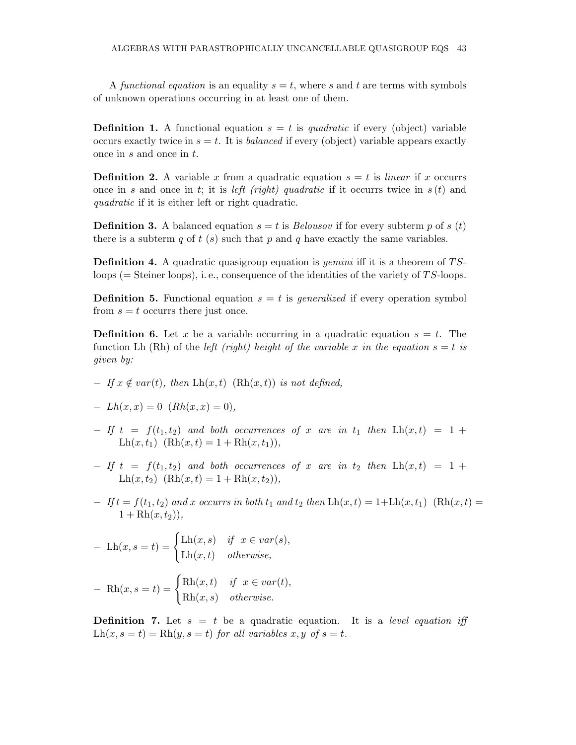A *functional equation* is an equality $s = t$, where $s$ and $t$ are terms with symbols of unknown operations occurring in at least one of them.

**Definition 1.** A functional equation $s = t$ is *quadratic* if every (object) variable occurs exactly twice in $s = t$. It is *balanced* if every (object) variable appears exactly once in $s$ and once in $t$.

**Definition 2.** A variable $x$ from a quadratic equation $s = t$ is *linear* if $x$ occurrs once in $s$ and once in $t$; it is *left (right) quadratic* if it occurrs twice in $s\,(t)$ and *quadratic* if it is either left or right quadratic.

**Definition 3.** A balanced equation $s = t$ is *Belousov* if for every subterm $p$ of $s$ $(t)$ there is a subterm $q$ of $t$ $(s)$ such that $p$ and $q$ have exactly the same variables.

**Definition 4.** A quadratic quasigroup equation is *gemini* iff it is a theorem of $TS$-loops (= Steiner loops), i. e., consequence of the identities of the variety of $TS$-loops.

**Definition 5.** Functional equation $s = t$ is *generalized* if every operation symbol from $s = t$ occurrs there just once.

**Definition 6.** Let $x$ be a variable occurring in a quadratic equation $s = t$. The function Lh (Rh) of the *left (right) height of the variable $x$ in the equation $s = t$ is given by:*

- *If $x \notin var(t)$, then $\mathrm{Lh}(x, t)$ $(\mathrm{Rh}(x, t))$ is not defined,*
- $Lh(x, x) = 0$ $(Rh(x, x) = 0)$,
- *If $t = f(t_1, t_2)$ and both occurrences of $x$ are in $t_1$ then $\mathrm{Lh}(x, t) = 1 + \mathrm{Lh}(x, t_1)$ $(\mathrm{Rh}(x, t) = 1 + \mathrm{Rh}(x, t_1))$,*
- *If $t = f(t_1, t_2)$ and both occurrences of $x$ are in $t_2$ then $\mathrm{Lh}(x, t) = 1 + \mathrm{Lh}(x, t_2)$ $(\mathrm{Rh}(x, t) = 1 + \mathrm{Rh}(x, t_2))$,*
- *If $t = f(t_1, t_2)$ and $x$ occurrs in both $t_1$ and $t_2$ then $\mathrm{Lh}(x, t) = 1 + \mathrm{Lh}(x, t_1)$ $(\mathrm{Rh}(x, t) = 1 + \mathrm{Rh}(x, t_2))$,*
- $\mathrm{Lh}(x, s = t) = \begin{cases} \mathrm{Lh}(x, s) & \text{if } x \in var(s), \\ \mathrm{Lh}(x, t) & \text{otherwise,} \end{cases}$
- $\mathrm{Rh}(x, s = t) = \begin{cases} \mathrm{Rh}(x, t) & \text{if } x \in var(t), \\ \mathrm{Rh}(x, s) & \text{otherwise.} \end{cases}$

**Definition 7.** Let $s = t$ be a quadratic equation. It is a *level equation iff* $\mathrm{Lh}(x, s = t) = \mathrm{Rh}(y, s = t)$ *for all variables $x, y$ of $s = t$.*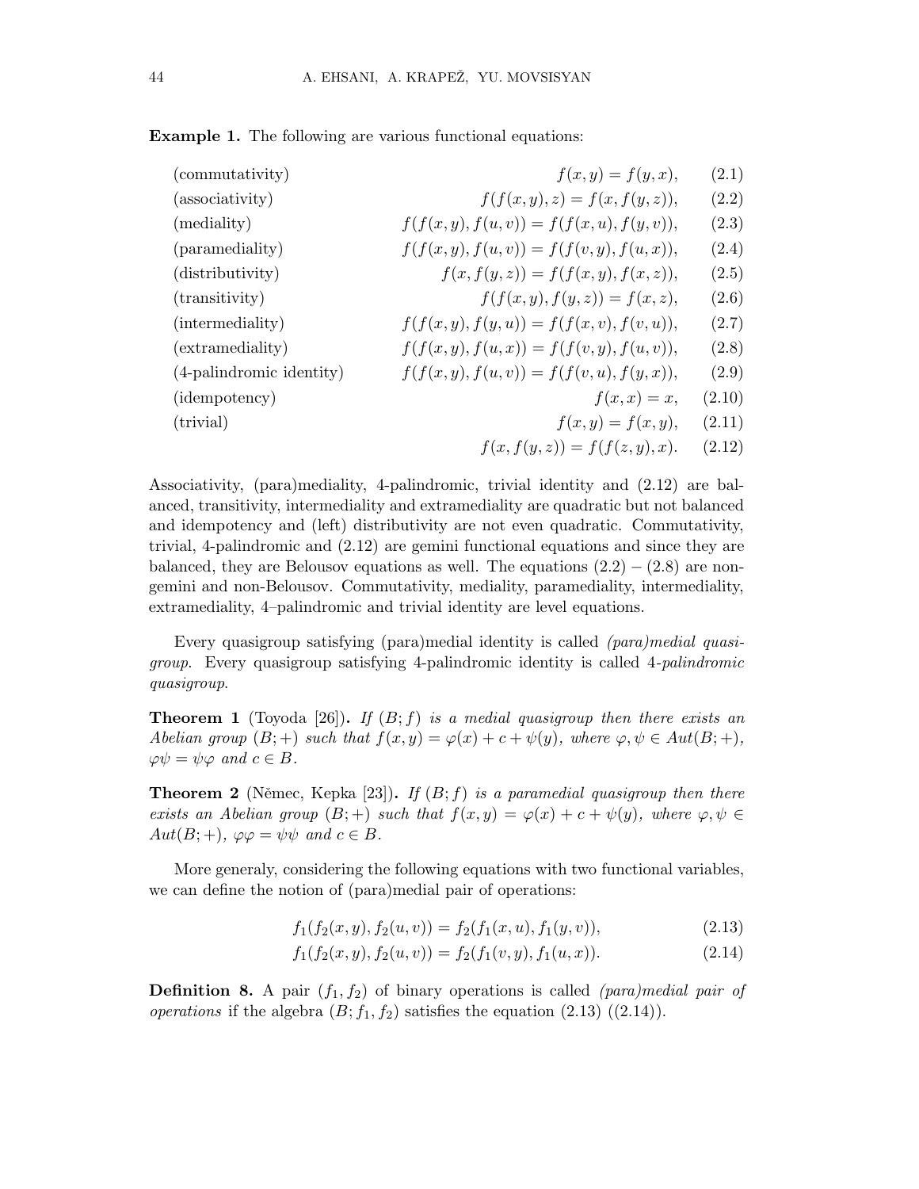**Example 1.** The following are various functional equations:

| | | |
|---|---|---|
| (commutativity) | $f(x,y) = f(y,x),$ | (2.1) |
| (associativity) | $f(f(x,y),z) = f(x,f(y,z)),$ | (2.2) |
| (mediality) | $f(f(x,y),f(u,v)) = f(f(x,u),f(y,v)),$ | (2.3) |
| (paramediality) | $f(f(x,y),f(u,v)) = f(f(v,y),f(u,x)),$ | (2.4) |
| (distributivity) | $f(x,f(y,z)) = f(f(x,y),f(x,z)),$ | (2.5) |
| (transitivity) | $f(f(x,y),f(y,z)) = f(x,z),$ | (2.6) |
| (intermediality) | $f(f(x,y),f(y,u)) = f(f(x,v),f(v,u)),$ | (2.7) |
| (extramediality) | $f(f(x,y),f(u,x)) = f(f(v,y),f(u,v)),$ | (2.8) |
| (4-palindromic identity) | $f(f(x,y),f(u,v)) = f(f(v,u),f(y,x)),$ | (2.9) |
| (idempotency) | $f(x,x) = x,$ | (2.10) |
| (trivial) | $f(x,y) = f(x,y),$ | (2.11) |
| | $f(x,f(y,z)) = f(f(z,y),x).$ | (2.12) |

Associativity, (para)mediality, 4-palindromic, trivial identity and (2.12) are balanced, transitivity, intermediality and extramediality are quadratic but not balanced and idempotency and (left) distributivity are not even quadratic. Commutativity, trivial, 4-palindromic and (2.12) are gemini functional equations and since they are balanced, they are Belousov equations as well. The equations (2.2) – (2.8) are non-gemini and non-Belousov. Commutativity, mediality, paramediality, intermediality, extramediality, 4–palindromic and trivial identity are level equations.

Every quasigroup satisfying (para)medial identity is called *(para)medial quasigroup*. Every quasigroup satisfying 4-palindromic identity is called *4-palindromic quasigroup*.

**Theorem 1** (Toyoda [26]). *If $(B;f)$ is a medial quasigroup then there exists an Abelian group $(B;+)$ such that $f(x,y) = \varphi(x) + c + \psi(y)$, where $\varphi, \psi \in Aut(B;+)$, $\varphi\psi = \psi\varphi$ and $c \in B$.*

**Theorem 2** (Němec, Kepka [23]). *If $(B;f)$ is a paramedial quasigroup then there exists an Abelian group $(B;+)$ such that $f(x,y) = \varphi(x) + c + \psi(y)$, where $\varphi, \psi \in Aut(B;+)$, $\varphi\varphi = \psi\psi$ and $c \in B$.*

More generaly, considering the following equations with two functional variables, we can define the notion of (para)medial pair of operations:

$$f_1(f_2(x,y),f_2(u,v)) = f_2(f_1(x,u),f_1(y,v)), \tag{2.13}$$

$$f_1(f_2(x,y),f_2(u,v)) = f_2(f_1(v,y),f_1(u,x)). \tag{2.14}$$

**Definition 8.** A pair $(f_1,f_2)$ of binary operations is called *(para)medial pair of operations* if the algebra $(B;f_1,f_2)$ satisfies the equation (2.13) ((2.14)).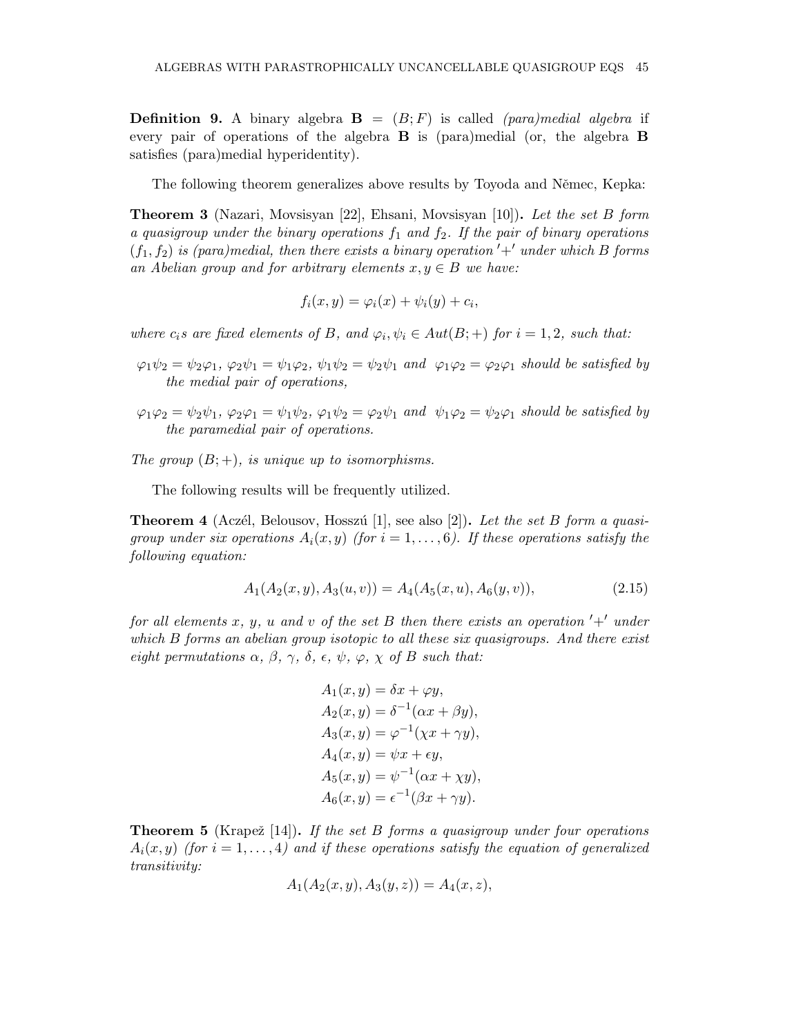**Definition 9.** A binary algebra $\mathbf{B} = (B; F)$ is called *(para)medial algebra* if every pair of operations of the algebra $\mathbf{B}$ is (para)medial (or, the algebra $\mathbf{B}$ satisfies (para)medial hyperidentity).

The following theorem generalizes above results by Toyoda and Němec, Kepka:

**Theorem 3** (Nazari, Movsisyan [22], Ehsani, Movsisyan [10])**.** *Let the set $B$ form a quasigroup under the binary operations $f_1$ and $f_2$. If the pair of binary operations $(f_1, f_2)$ is (para)medial, then there exists a binary operation $'+'$ under which $B$ forms an Abelian group and for arbitrary elements $x, y \in B$ we have:*

$$f_i(x, y) = \varphi_i(x) + \psi_i(y) + c_i,$$

*where $c_i$s are fixed elements of $B$, and $\varphi_i, \psi_i \in Aut(B; +)$ for $i = 1, 2$, such that:*

- $\varphi_1\psi_2 = \psi_2\varphi_1$, $\varphi_2\psi_1 = \psi_1\varphi_2$, $\psi_1\psi_2 = \psi_2\psi_1$ *and* $\varphi_1\varphi_2 = \varphi_2\varphi_1$ *should be satisfied by the medial pair of operations,*
- $\varphi_1\varphi_2 = \psi_2\psi_1$, $\varphi_2\varphi_1 = \psi_1\psi_2$, $\varphi_1\psi_2 = \varphi_2\psi_1$ *and* $\psi_1\varphi_2 = \psi_2\varphi_1$ *should be satisfied by the paramedial pair of operations.*

*The group $(B; +)$, is unique up to isomorphisms.*

The following results will be frequently utilized.

**Theorem 4** (Aczél, Belousov, Hosszú [1], see also [2])**.** *Let the set $B$ form a quasigroup under six operations $A_i(x, y)$ (for $i = 1, \ldots, 6$). If these operations satisfy the following equation:*

$$A_1(A_2(x, y), A_3(u, v)) = A_4(A_5(x, u), A_6(y, v)), \tag{2.15}$$

*for all elements $x$, $y$, $u$ and $v$ of the set $B$ then there exists an operation $'+'$ under which $B$ forms an abelian group isotopic to all these six quasigroups. And there exist eight permutations $\alpha$, $\beta$, $\gamma$, $\delta$, $\epsilon$, $\psi$, $\varphi$, $\chi$ of $B$ such that:*

$$\begin{aligned}
A_1(x, y) &= \delta x + \varphi y,\\
A_2(x, y) &= \delta^{-1}(\alpha x + \beta y),\\
A_3(x, y) &= \varphi^{-1}(\chi x + \gamma y),\\
A_4(x, y) &= \psi x + \epsilon y,\\
A_5(x, y) &= \psi^{-1}(\alpha x + \chi y),\\
A_6(x, y) &= \epsilon^{-1}(\beta x + \gamma y).
\end{aligned}$$

**Theorem 5** (Krapež [14])**.** *If the set $B$ forms a quasigroup under four operations $A_i(x, y)$ (for $i = 1, \ldots, 4$) and if these operations satisfy the equation of generalized transitivity:*

$$A_1(A_2(x, y), A_3(y, z)) = A_4(x, z),$$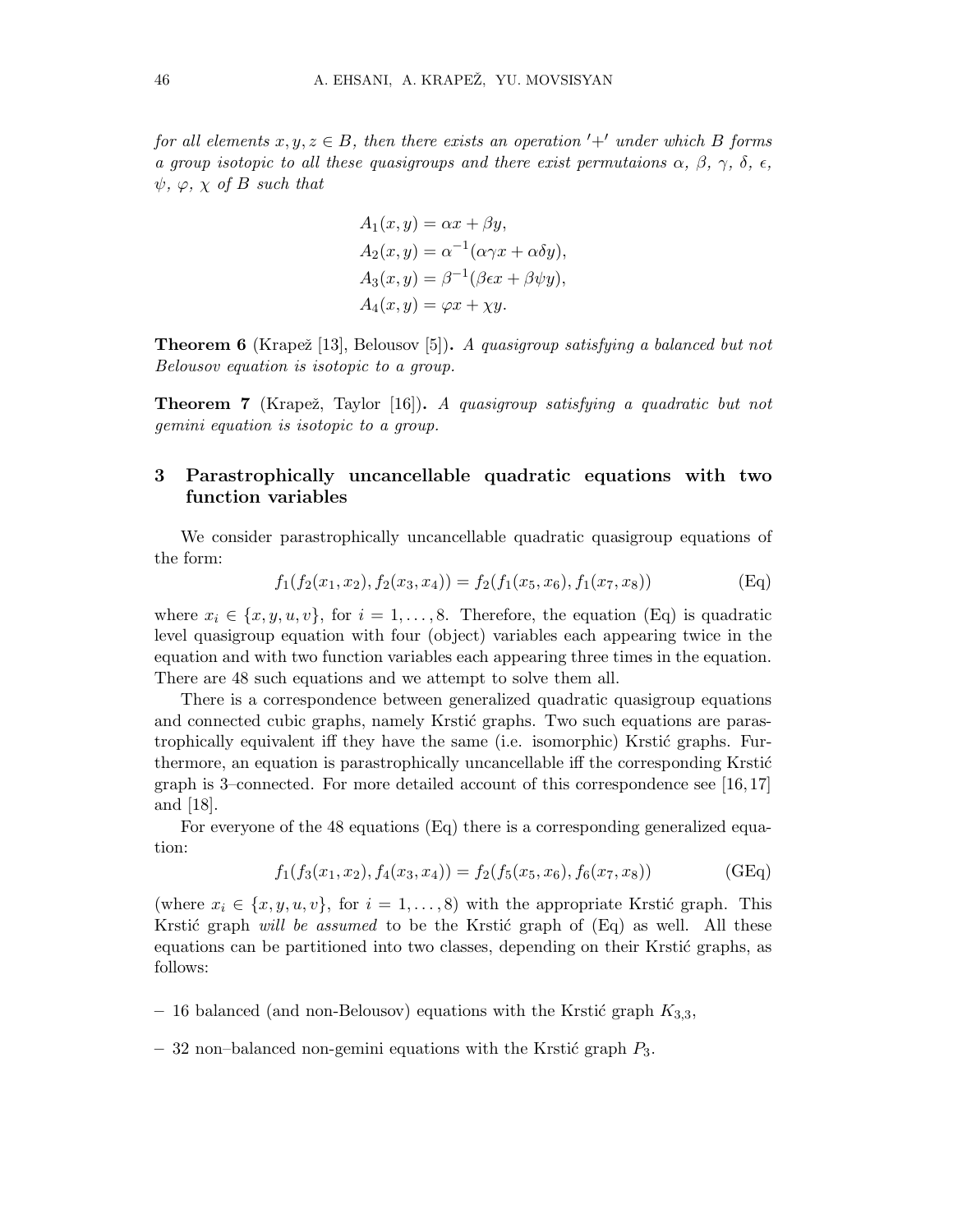*for all elements $x, y, z \in B$, then there exists an operation $'+'$ under which $B$ forms a group isotopic to all these quasigroups and there exist permutaions $\alpha$, $\beta$, $\gamma$, $\delta$, $\epsilon$, $\psi$, $\varphi$, $\chi$ of $B$ such that*

$$
\begin{aligned}
A_1(x, y) &= \alpha x + \beta y, \\
A_2(x, y) &= \alpha^{-1}(\alpha\gamma x + \alpha\delta y), \\
A_3(x, y) &= \beta^{-1}(\beta\epsilon x + \beta\psi y), \\
A_4(x, y) &= \varphi x + \chi y.
\end{aligned}
$$

**Theorem 6** (Krapež [13], Belousov [5])**.** *A quasigroup satisfying a balanced but not Belousov equation is isotopic to a group.*

**Theorem 7** (Krapež, Taylor [16])**.** *A quasigroup satisfying a quadratic but not gemini equation is isotopic to a group.*

## 3 Parastrophically uncancellable quadratic equations with two function variables

We consider parastrophically uncancellable quadratic quasigroup equations of the form:

$$
f_1(f_2(x_1, x_2), f_2(x_3, x_4)) = f_2(f_1(x_5, x_6), f_1(x_7, x_8)) \tag{Eq}
$$

where $x_i \in \{x, y, u, v\}$, for $i = 1, \ldots, 8$. Therefore, the equation (Eq) is quadratic level quasigroup equation with four (object) variables each appearing twice in the equation and with two function variables each appearing three times in the equation. There are 48 such equations and we attempt to solve them all.

There is a correspondence between generalized quadratic quasigroup equations and connected cubic graphs, namely Krstić graphs. Two such equations are parastrophically equivalent iff they have the same (i.e. isomorphic) Krstić graphs. Furthermore, an equation is parastrophically uncancellable iff the corresponding Krstić graph is 3–connected. For more detailed account of this correspondence see [16, 17] and [18].

For everyone of the 48 equations (Eq) there is a corresponding generalized equation:

$$
f_1(f_3(x_1, x_2), f_4(x_3, x_4)) = f_2(f_5(x_5, x_6), f_6(x_7, x_8)) \tag{GEq}
$$

(where $x_i \in \{x, y, u, v\}$, for $i = 1, \ldots, 8$) with the appropriate Krstić graph. This Krstić graph *will be assumed* to be the Krstić graph of (Eq) as well. All these equations can be partitioned into two classes, depending on their Krstić graphs, as follows:

- 16 balanced (and non-Belousov) equations with the Krstić graph $K_{3,3}$,
- 32 non–balanced non-gemini equations with the Krstić graph $P_3$.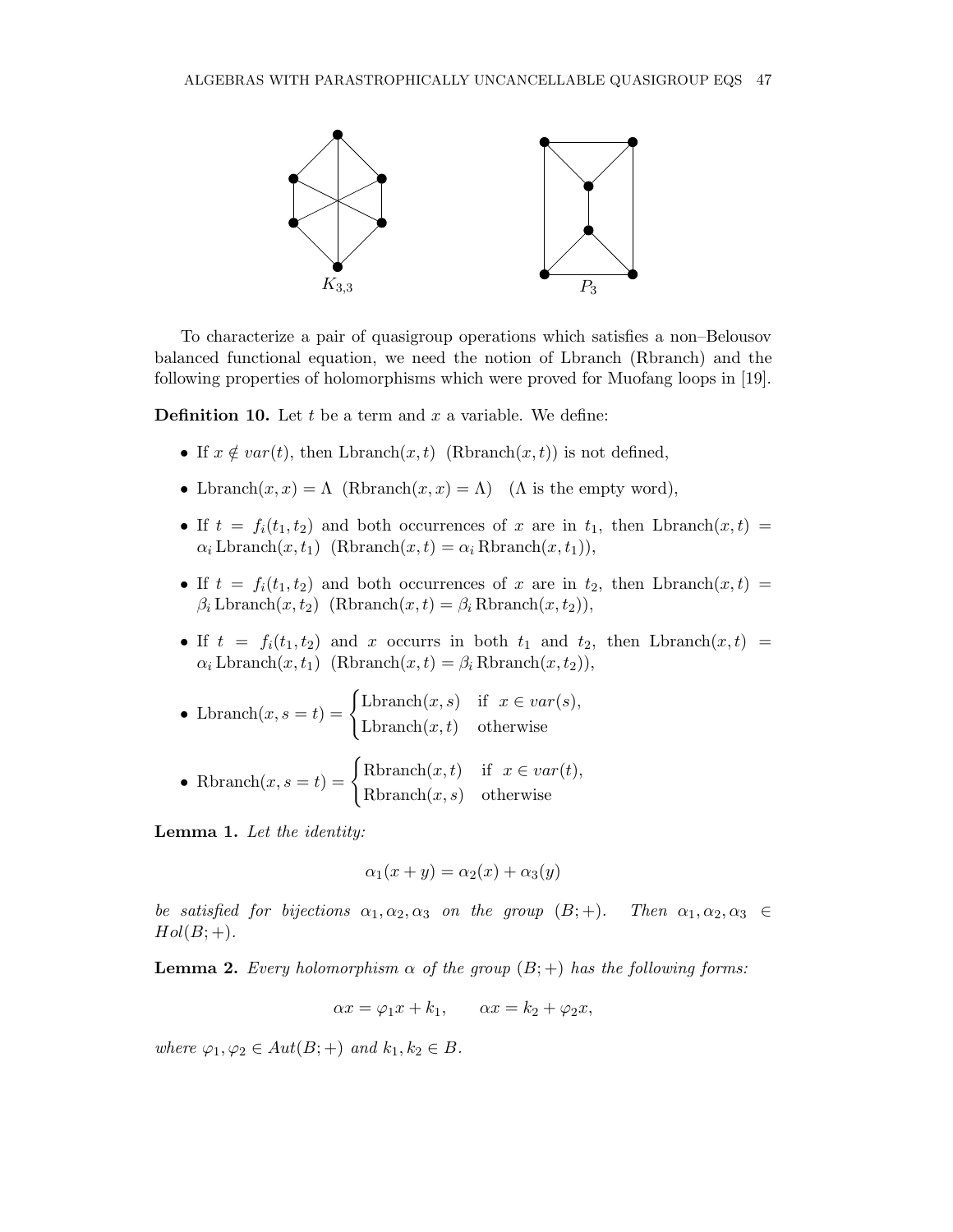$K_{3,3}$ $P_3$

To characterize a pair of quasigroup operations which satisfies a non–Belousov balanced functional equation, we need the notion of Lbranch (Rbranch) and the following properties of holomorphisms which were proved for Muofang loops in [19].

**Definition 10.** Let $t$ be a term and $x$ a variable. We define:

- If $x \notin var(t)$, then $\mathrm{Lbranch}(x, t)$ $(\mathrm{Rbranch}(x, t))$ is not defined,
- $\mathrm{Lbranch}(x, x) = \Lambda$ $(\mathrm{Rbranch}(x, x) = \Lambda)$ ($\Lambda$ is the empty word),
- If $t = f_i(t_1, t_2)$ and both occurrences of $x$ are in $t_1$, then $\mathrm{Lbranch}(x, t) = \alpha_i \,\mathrm{Lbranch}(x, t_1)$ $(\mathrm{Rbranch}(x, t) = \alpha_i \,\mathrm{Rbranch}(x, t_1))$,
- If $t = f_i(t_1, t_2)$ and both occurrences of $x$ are in $t_2$, then $\mathrm{Lbranch}(x, t) = \beta_i \,\mathrm{Lbranch}(x, t_2)$ $(\mathrm{Rbranch}(x, t) = \beta_i \,\mathrm{Rbranch}(x, t_2))$,
- If $t = f_i(t_1, t_2)$ and $x$ occurrs in both $t_1$ and $t_2$, then $\mathrm{Lbranch}(x, t) = \alpha_i \,\mathrm{Lbranch}(x, t_1)$ $(\mathrm{Rbranch}(x, t) = \beta_i \,\mathrm{Rbranch}(x, t_2))$,
- $\mathrm{Lbranch}(x, s = t) = \begin{cases} \mathrm{Lbranch}(x, s) & \text{if } \ x \in var(s), \\ \mathrm{Lbranch}(x, t) & \text{otherwise} \end{cases}$
- $\mathrm{Rbranch}(x, s = t) = \begin{cases} \mathrm{Rbranch}(x, t) & \text{if } \ x \in var(t), \\ \mathrm{Rbranch}(x, s) & \text{otherwise} \end{cases}$

**Lemma 1.** *Let the identity:*

$$\alpha_1(x + y) = \alpha_2(x) + \alpha_3(y)$$

*be satisfied for bijections $\alpha_1, \alpha_2, \alpha_3$ on the group $(B; +)$. Then $\alpha_1, \alpha_2, \alpha_3 \in Hol(B; +)$.*

**Lemma 2.** *Every holomorphism $\alpha$ of the group $(B; +)$ has the following forms:*

$$\alpha x = \varphi_1 x + k_1, \qquad \alpha x = k_2 + \varphi_2 x,$$

*where $\varphi_1, \varphi_2 \in Aut(B; +)$ and $k_1, k_2 \in B$.*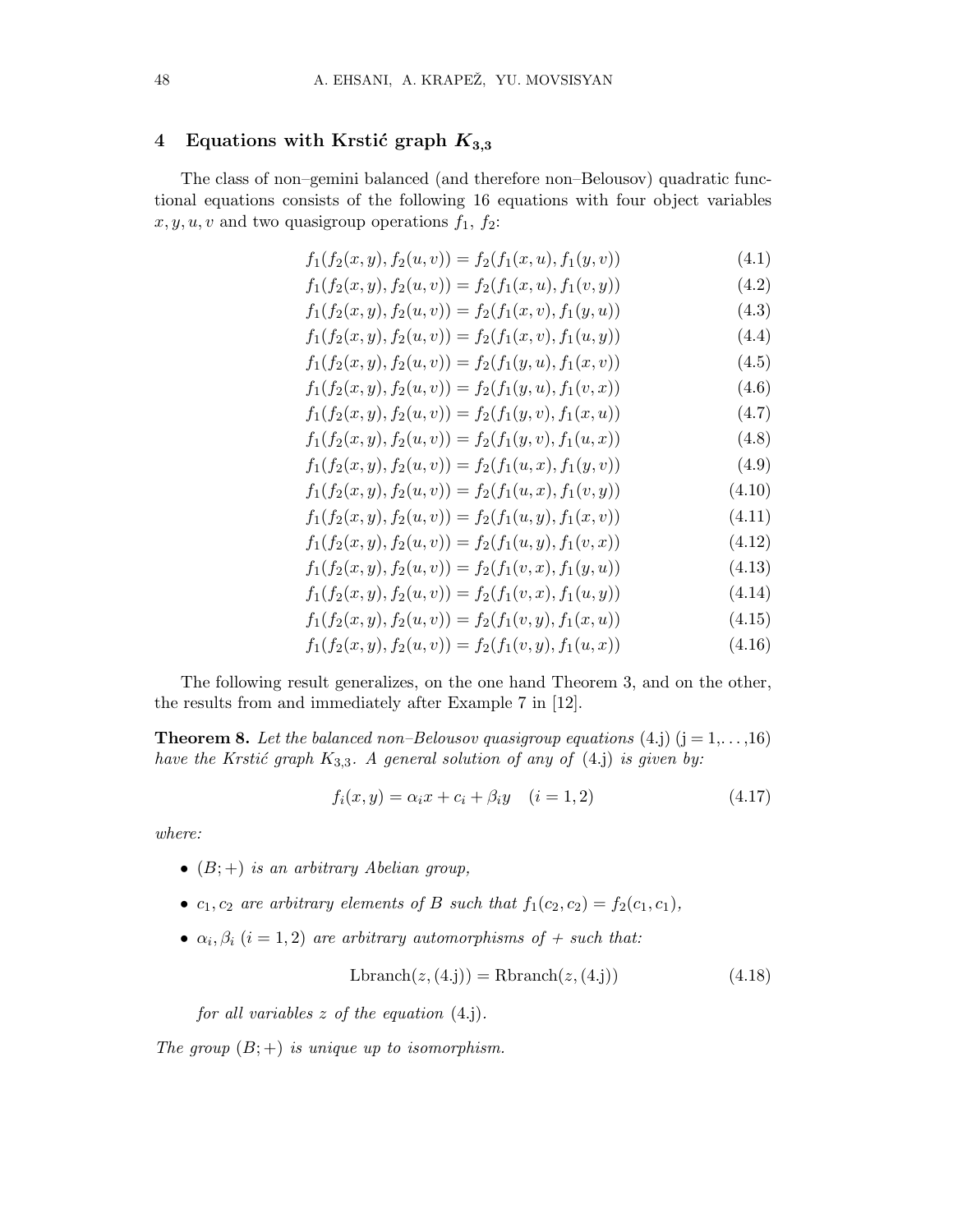## 4 Equations with Krstić graph $K_{3,3}$

The class of non–gemini balanced (and therefore non–Belousov) quadratic functional equations consists of the following 16 equations with four object variables $x, y, u, v$ and two quasigroup operations $f_1$, $f_2$:

$$f_1(f_2(x,y), f_2(u,v)) = f_2(f_1(x,u), f_1(y,v)) \tag{4.1}$$

$$f_1(f_2(x,y), f_2(u,v)) = f_2(f_1(x,u), f_1(v,y)) \tag{4.2}$$

$$f_1(f_2(x,y), f_2(u,v)) = f_2(f_1(x,v), f_1(y,u)) \tag{4.3}$$

$$f_1(f_2(x,y), f_2(u,v)) = f_2(f_1(x,v), f_1(u,y)) \tag{4.4}$$

$$f_1(f_2(x,y), f_2(u,v)) = f_2(f_1(y,u), f_1(x,v)) \tag{4.5}$$

$$f_1(f_2(x,y), f_2(u,v)) = f_2(f_1(y,u), f_1(v,x)) \tag{4.6}$$

$$f_1(f_2(x,y), f_2(u,v)) = f_2(f_1(y,v), f_1(x,u)) \tag{4.7}$$

$$f_1(f_2(x,y), f_2(u,v)) = f_2(f_1(y,v), f_1(u,x)) \tag{4.8}$$

$$f_1(f_2(x,y), f_2(u,v)) = f_2(f_1(u,x), f_1(y,v)) \tag{4.9}$$

$$f_1(f_2(x,y), f_2(u,v)) = f_2(f_1(u,x), f_1(v,y)) \tag{4.10}$$

$$f_1(f_2(x,y), f_2(u,v)) = f_2(f_1(u,y), f_1(x,v)) \tag{4.11}$$

$$f_1(f_2(x,y), f_2(u,v)) = f_2(f_1(u,y), f_1(v,x)) \tag{4.12}$$

$$f_1(f_2(x,y), f_2(u,v)) = f_2(f_1(v,x), f_1(y,u)) \tag{4.13}$$

$$f_1(f_2(x,y), f_2(u,v)) = f_2(f_1(v,x), f_1(u,y)) \tag{4.14}$$

$$f_1(f_2(x,y), f_2(u,v)) = f_2(f_1(v,y), f_1(x,u)) \tag{4.15}$$

$$f_1(f_2(x,y), f_2(u,v)) = f_2(f_1(v,y), f_1(u,x)) \tag{4.16}$$

The following result generalizes, on the one hand Theorem 3, and on the other, the results from and immediately after Example 7 in [12].

**Theorem 8.** *Let the balanced non–Belousov quasigroup equations* (4.j) (j = 1,. . . ,16) *have the Krstić graph* $K_{3,3}$. *A general solution of any of* (4.j) *is given by:*

$$f_i(x,y) = \alpha_i x + c_i + \beta_i y \quad (i = 1, 2) \tag{4.17}$$

*where:*

- $(B;+)$ *is an arbitrary Abelian group,*
- $c_1, c_2$ *are arbitrary elements of* $B$ *such that* $f_1(c_2, c_2) = f_2(c_1, c_1)$,
- $\alpha_i, \beta_i$ $(i = 1, 2)$ *are arbitrary automorphisms of* $+$ *such that:*

$$\text{Lbranch}(z, (4.\text{j})) = \text{Rbranch}(z, (4.\text{j})) \tag{4.18}$$

  *for all variables* $z$ *of the equation* (4.j).

*The group* $(B;+)$ *is unique up to isomorphism.*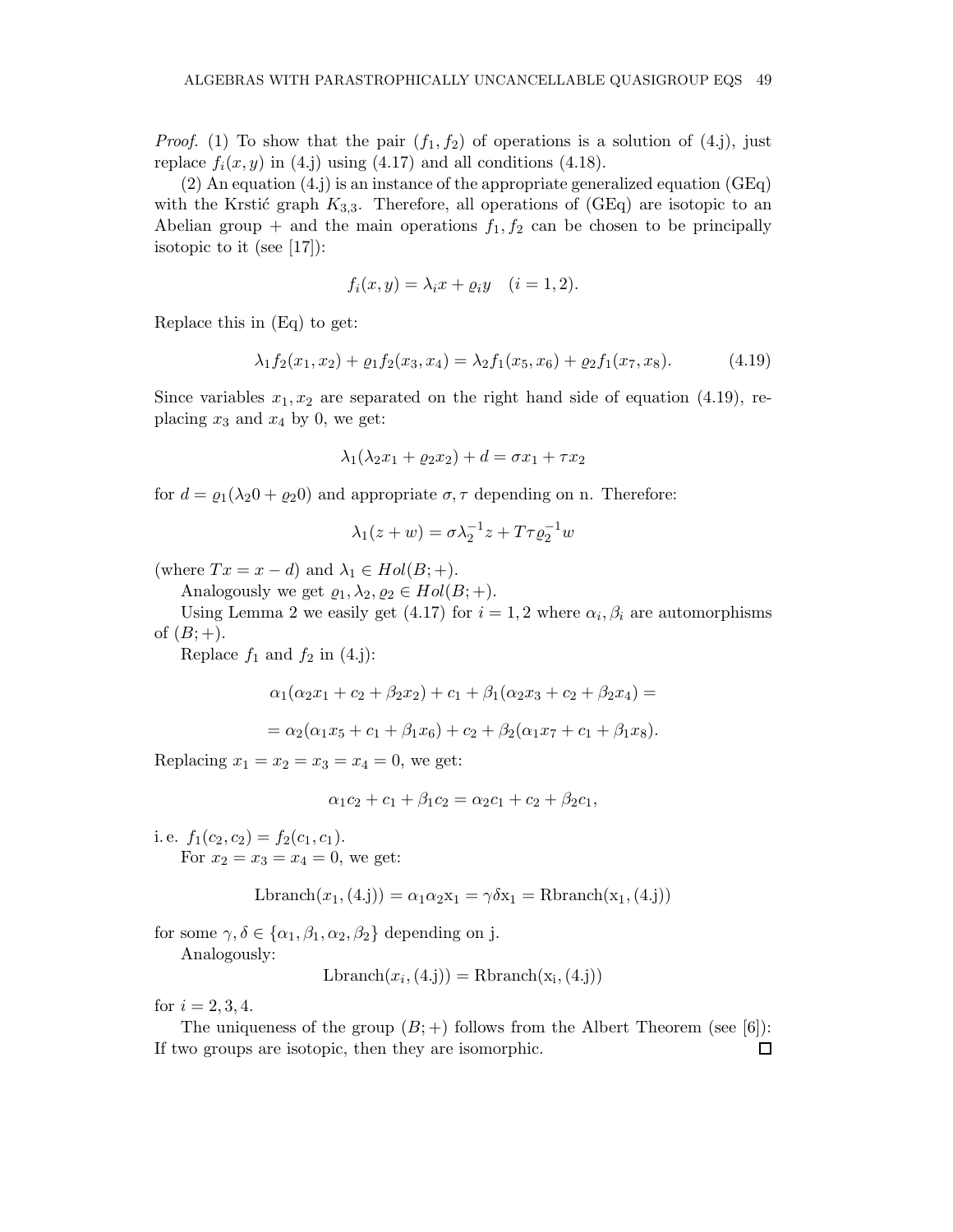*Proof.* (1) To show that the pair $(f_1, f_2)$ of operations is a solution of (4.j), just replace $f_i(x, y)$ in (4.j) using (4.17) and all conditions (4.18).

(2) An equation (4.j) is an instance of the appropriate generalized equation (GEq) with the Krstić graph $K_{3,3}$. Therefore, all operations of (GEq) are isotopic to an Abelian group $+$ and the main operations $f_1, f_2$ can be chosen to be principally isotopic to it (see [17]):

$$f_i(x, y) = \lambda_i x + \varrho_i y \quad (i = 1, 2).$$

Replace this in (Eq) to get:

$$\lambda_1 f_2(x_1, x_2) + \varrho_1 f_2(x_3, x_4) = \lambda_2 f_1(x_5, x_6) + \varrho_2 f_1(x_7, x_8). \tag{4.19}$$

Since variables $x_1, x_2$ are separated on the right hand side of equation (4.19), replacing $x_3$ and $x_4$ by 0, we get:

$$\lambda_1(\lambda_2 x_1 + \varrho_2 x_2) + d = \sigma x_1 + \tau x_2$$

for $d = \varrho_1(\lambda_2 0 + \varrho_2 0)$ and appropriate $\sigma, \tau$ depending on n. Therefore:

$$\lambda_1(z + w) = \sigma \lambda_2^{-1} z + T\tau \varrho_2^{-1} w$$

(where $Tx = x - d$) and $\lambda_1 \in Hol(B; +)$.

Analogously we get $\varrho_1, \lambda_2, \varrho_2 \in Hol(B; +)$.

Using Lemma 2 we easily get (4.17) for $i = 1, 2$ where $\alpha_i, \beta_i$ are automorphisms of $(B; +)$.

Replace $f_1$ and $f_2$ in (4.j):

$$\alpha_1(\alpha_2 x_1 + c_2 + \beta_2 x_2) + c_1 + \beta_1(\alpha_2 x_3 + c_2 + \beta_2 x_4) =$$

$$= \alpha_2(\alpha_1 x_5 + c_1 + \beta_1 x_6) + c_2 + \beta_2(\alpha_1 x_7 + c_1 + \beta_1 x_8).$$

Replacing $x_1 = x_2 = x_3 = x_4 = 0$, we get:

$$\alpha_1 c_2 + c_1 + \beta_1 c_2 = \alpha_2 c_1 + c_2 + \beta_2 c_1,$$

i. e. $f_1(c_2, c_2) = f_2(c_1, c_1)$.

For $x_2 = x_3 = x_4 = 0$, we get:

$$\text{Lbranch}(x_1, (4.\text{j})) = \alpha_1 \alpha_2 x_1 = \gamma \delta x_1 = \text{Rbranch}(x_1, (4.\text{j}))$$

for some $\gamma, \delta \in \{\alpha_1, \beta_1, \alpha_2, \beta_2\}$ depending on j.

Analogously:

$$\text{Lbranch}(x_i, (4.\text{j})) = \text{Rbranch}(x_i, (4.\text{j}))$$

for $i = 2, 3, 4$.

The uniqueness of the group $(B; +)$ follows from the Albert Theorem (see [6]): If two groups are isotopic, then they are isomorphic. □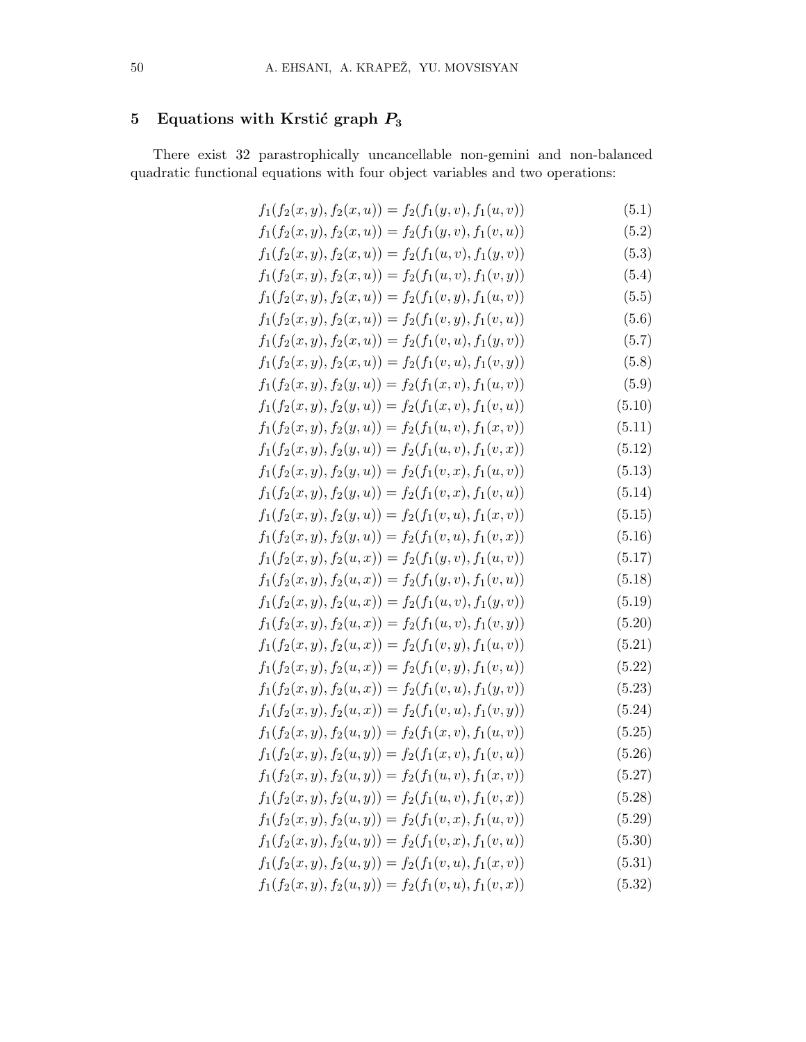## 5 Equations with Krstić graph $P_3$

There exist 32 parastrophically uncancellable non-gemini and non-balanced quadratic functional equations with four object variables and two operations:

$$f_1(f_2(x, y), f_2(x, u)) = f_2(f_1(y, v), f_1(u, v)) \tag{5.1}$$

$$f_1(f_2(x, y), f_2(x, u)) = f_2(f_1(y, v), f_1(v, u)) \tag{5.2}$$

$$f_1(f_2(x, y), f_2(x, u)) = f_2(f_1(u, v), f_1(y, v)) \tag{5.3}$$

$$f_1(f_2(x, y), f_2(x, u)) = f_2(f_1(u, v), f_1(v, y)) \tag{5.4}$$

$$f_1(f_2(x, y), f_2(x, u)) = f_2(f_1(v, y), f_1(u, v)) \tag{5.5}$$

$$f_1(f_2(x, y), f_2(x, u)) = f_2(f_1(v, y), f_1(v, u)) \tag{5.6}$$

$$f_1(f_2(x, y), f_2(x, u)) = f_2(f_1(v, u), f_1(y, v)) \tag{5.7}$$

$$f_1(f_2(x, y), f_2(x, u)) = f_2(f_1(v, u), f_1(v, y)) \tag{5.8}$$

$$f_1(f_2(x, y), f_2(y, u)) = f_2(f_1(x, v), f_1(u, v)) \tag{5.9}$$

$$f_1(f_2(x, y), f_2(y, u)) = f_2(f_1(x, v), f_1(v, u)) \tag{5.10}$$

$$f_1(f_2(x, y), f_2(y, u)) = f_2(f_1(u, v), f_1(x, v)) \tag{5.11}$$

$$f_1(f_2(x, y), f_2(y, u)) = f_2(f_1(u, v), f_1(v, x)) \tag{5.12}$$

$$f_1(f_2(x, y), f_2(y, u)) = f_2(f_1(v, x), f_1(u, v)) \tag{5.13}$$

$$f_1(f_2(x, y), f_2(y, u)) = f_2(f_1(v, x), f_1(v, u)) \tag{5.14}$$

$$f_1(f_2(x, y), f_2(y, u)) = f_2(f_1(v, u), f_1(x, v)) \tag{5.15}$$

$$f_1(f_2(x, y), f_2(y, u)) = f_2(f_1(v, u), f_1(v, x)) \tag{5.16}$$

$$f_1(f_2(x, y), f_2(u, x)) = f_2(f_1(y, v), f_1(u, v)) \tag{5.17}$$

$$f_1(f_2(x, y), f_2(u, x)) = f_2(f_1(y, v), f_1(v, u)) \tag{5.18}$$

$$f_1(f_2(x, y), f_2(u, x)) = f_2(f_1(u, v), f_1(y, v)) \tag{5.19}$$

$$f_1(f_2(x, y), f_2(u, x)) = f_2(f_1(u, v), f_1(v, y)) \tag{5.20}$$

$$f_1(f_2(x, y), f_2(u, x)) = f_2(f_1(v, y), f_1(u, v)) \tag{5.21}$$

$$f_1(f_2(x, y), f_2(u, x)) = f_2(f_1(v, y), f_1(v, u)) \tag{5.22}$$

$$f_1(f_2(x, y), f_2(u, x)) = f_2(f_1(v, u), f_1(y, v)) \tag{5.23}$$

$$f_1(f_2(x, y), f_2(u, x)) = f_2(f_1(v, u), f_1(v, y)) \tag{5.24}$$

$$f_1(f_2(x, y), f_2(u, y)) = f_2(f_1(x, v), f_1(u, v)) \tag{5.25}$$

$$f_1(f_2(x, y), f_2(u, y)) = f_2(f_1(x, v), f_1(v, u)) \tag{5.26}$$

$$f_1(f_2(x, y), f_2(u, y)) = f_2(f_1(u, v), f_1(x, v)) \tag{5.27}$$

$$f_1(f_2(x, y), f_2(u, y)) = f_2(f_1(u, v), f_1(v, x)) \tag{5.28}$$

$$f_1(f_2(x, y), f_2(u, y)) = f_2(f_1(v, x), f_1(u, v)) \tag{5.29}$$

$$f_1(f_2(x, y), f_2(u, y)) = f_2(f_1(v, x), f_1(v, u)) \tag{5.30}$$

$$f_1(f_2(x, y), f_2(u, y)) = f_2(f_1(v, u), f_1(x, v)) \tag{5.31}$$

$$f_1(f_2(x, y), f_2(u, y)) = f_2(f_1(v, u), f_1(v, x)) \tag{5.32}$$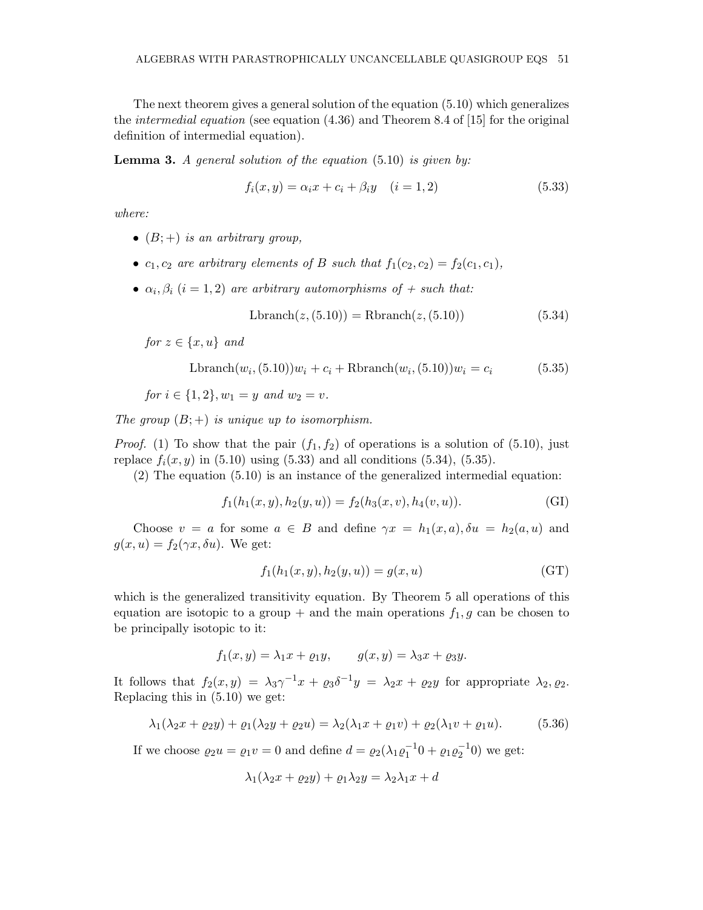The next theorem gives a general solution of the equation (5.10) which generalizes the *intermedial equation* (see equation (4.36) and Theorem 8.4 of [15] for the original definition of intermedial equation).

**Lemma 3.** *A general solution of the equation* (5.10) *is given by:*

$$f_i(x, y) = \alpha_i x + c_i + \beta_i y \quad (i = 1, 2) \tag{5.33}$$

*where:*

- $(B; +)$ *is an arbitrary group,*
- $c_1, c_2$ *are arbitrary elements of* $B$ *such that* $f_1(c_2, c_2) = f_2(c_1, c_1)$,
- $\alpha_i, \beta_i$ $(i = 1, 2)$ *are arbitrary automorphisms of* $+$ *such that:*

$$\text{Lbranch}(z, (5.10)) = \text{Rbranch}(z, (5.10)) \tag{5.34}$$

  *for* $z \in \{x, u\}$ *and*

$$\text{Lbranch}(w_i, (5.10))w_i + c_i + \text{Rbranch}(w_i, (5.10))w_i = c_i \tag{5.35}$$

  *for* $i \in \{1, 2\}, w_1 = y$ *and* $w_2 = v$.

*The group* $(B; +)$ *is unique up to isomorphism.*

*Proof.* (1) To show that the pair $(f_1, f_2)$ of operations is a solution of (5.10), just replace $f_i(x, y)$ in (5.10) using (5.33) and all conditions (5.34), (5.35).

(2) The equation (5.10) is an instance of the generalized intermedial equation:

$$f_1(h_1(x, y), h_2(y, u)) = f_2(h_3(x, v), h_4(v, u)). \tag{GI}$$

Choose $v = a$ for some $a \in B$ and define $\gamma x = h_1(x, a), \delta u = h_2(a, u)$ and $g(x, u) = f_2(\gamma x, \delta u)$. We get:

$$f_1(h_1(x, y), h_2(y, u)) = g(x, u) \tag{GT}$$

which is the generalized transitivity equation. By Theorem 5 all operations of this equation are isotopic to a group $+$ and the main operations $f_1, g$ can be chosen to be principally isotopic to it:

$$f_1(x, y) = \lambda_1 x + \varrho_1 y, \qquad g(x, y) = \lambda_3 x + \varrho_3 y.$$

It follows that $f_2(x, y) = \lambda_3 \gamma^{-1} x + \varrho_3 \delta^{-1} y = \lambda_2 x + \varrho_2 y$ for appropriate $\lambda_2, \varrho_2$. Replacing this in (5.10) we get:

$$\lambda_1(\lambda_2 x + \varrho_2 y) + \varrho_1(\lambda_2 y + \varrho_2 u) = \lambda_2(\lambda_1 x + \varrho_1 v) + \varrho_2(\lambda_1 v + \varrho_1 u). \tag{5.36}$$

If we choose $\varrho_2 u = \varrho_1 v = 0$ and define $d = \varrho_2(\lambda_1 \varrho_1^{-1} 0 + \varrho_1 \varrho_2^{-1} 0)$ we get:

$$\lambda_1(\lambda_2 x + \varrho_2 y) + \varrho_1 \lambda_2 y = \lambda_2 \lambda_1 x + d$$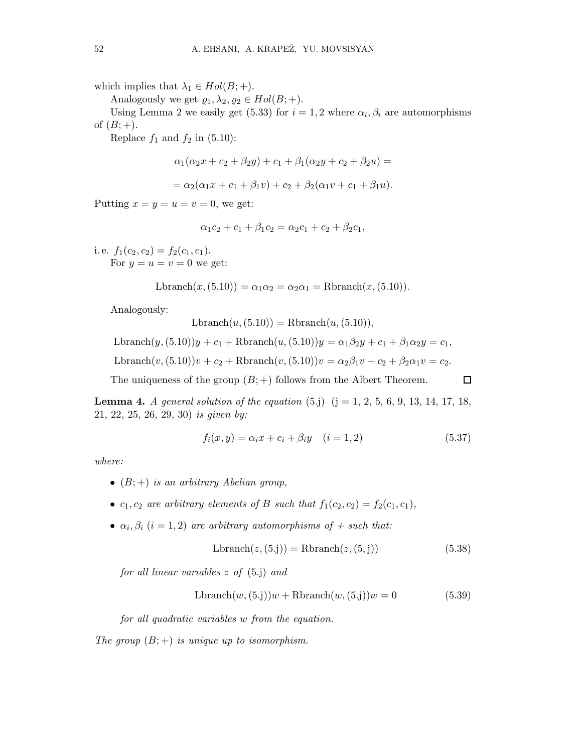which implies that $\lambda_1 \in Hol(B;+)$.

Analogously we get $\varrho_1, \lambda_2, \varrho_2 \in Hol(B;+)$.

Using Lemma 2 we easily get (5.33) for $i = 1, 2$ where $\alpha_i, \beta_i$ are automorphisms of $(B;+)$.

Replace $f_1$ and $f_2$ in (5.10):

$$\alpha_1(\alpha_2 x + c_2 + \beta_2 y) + c_1 + \beta_1(\alpha_2 y + c_2 + \beta_2 u) =$$

$$= \alpha_2(\alpha_1 x + c_1 + \beta_1 v) + c_2 + \beta_2(\alpha_1 v + c_1 + \beta_1 u).$$

Putting $x = y = u = v = 0$, we get:

$$\alpha_1 c_2 + c_1 + \beta_1 c_2 = \alpha_2 c_1 + c_2 + \beta_2 c_1,$$

i. e. $f_1(c_2, c_2) = f_2(c_1, c_1)$.

For $y = u = v = 0$ we get:

$$\text{Lbranch}(x, (5.10)) = \alpha_1\alpha_2 = \alpha_2\alpha_1 = \text{Rbranch}(x, (5.10)).$$

Analogously:

$$\text{Lbranch}(u, (5.10)) = \text{Rbranch}(u, (5.10)),$$

$$\text{Lbranch}(y, (5.10))y + c_1 + \text{Rbranch}(u, (5.10))y = \alpha_1\beta_2 y + c_1 + \beta_1\alpha_2 y = c_1,$$

$$\text{Lbranch}(v, (5.10))v + c_2 + \text{Rbranch}(v, (5.10))v = \alpha_2\beta_1 v + c_2 + \beta_2\alpha_1 v = c_2.$$

The uniqueness of the group $(B;+)$ follows from the Albert Theorem. □

**Lemma 4.** *A general solution of the equation* (5.j) (j = 1, 2, 5, 6, 9, 13, 14, 17, 18, 21, 22, 25, 26, 29, 30) *is given by:*

$$f_i(x, y) = \alpha_i x + c_i + \beta_i y \quad (i = 1, 2) \tag{5.37}$$

*where:*

- $(B;+)$ *is an arbitrary Abelian group,*
- $c_1, c_2$ *are arbitrary elements of* $B$ *such that* $f_1(c_2, c_2) = f_2(c_1, c_1)$,
- $\alpha_i, \beta_i$ $(i = 1, 2)$ *are arbitrary automorphisms of* $+$ *such that:*

  $$\text{Lbranch}(z, (5.\text{j})) = \text{Rbranch}(z, (5.\text{j})) \tag{5.38}$$

  *for all linear variables* $z$ *of* (5.j) *and*

  $$\text{Lbranch}(w, (5.\text{j}))w + \text{Rbranch}(w, (5.\text{j}))w = 0 \tag{5.39}$$

  *for all quadratic variables* $w$ *from the equation.*

*The group* $(B;+)$ *is unique up to isomorphism.*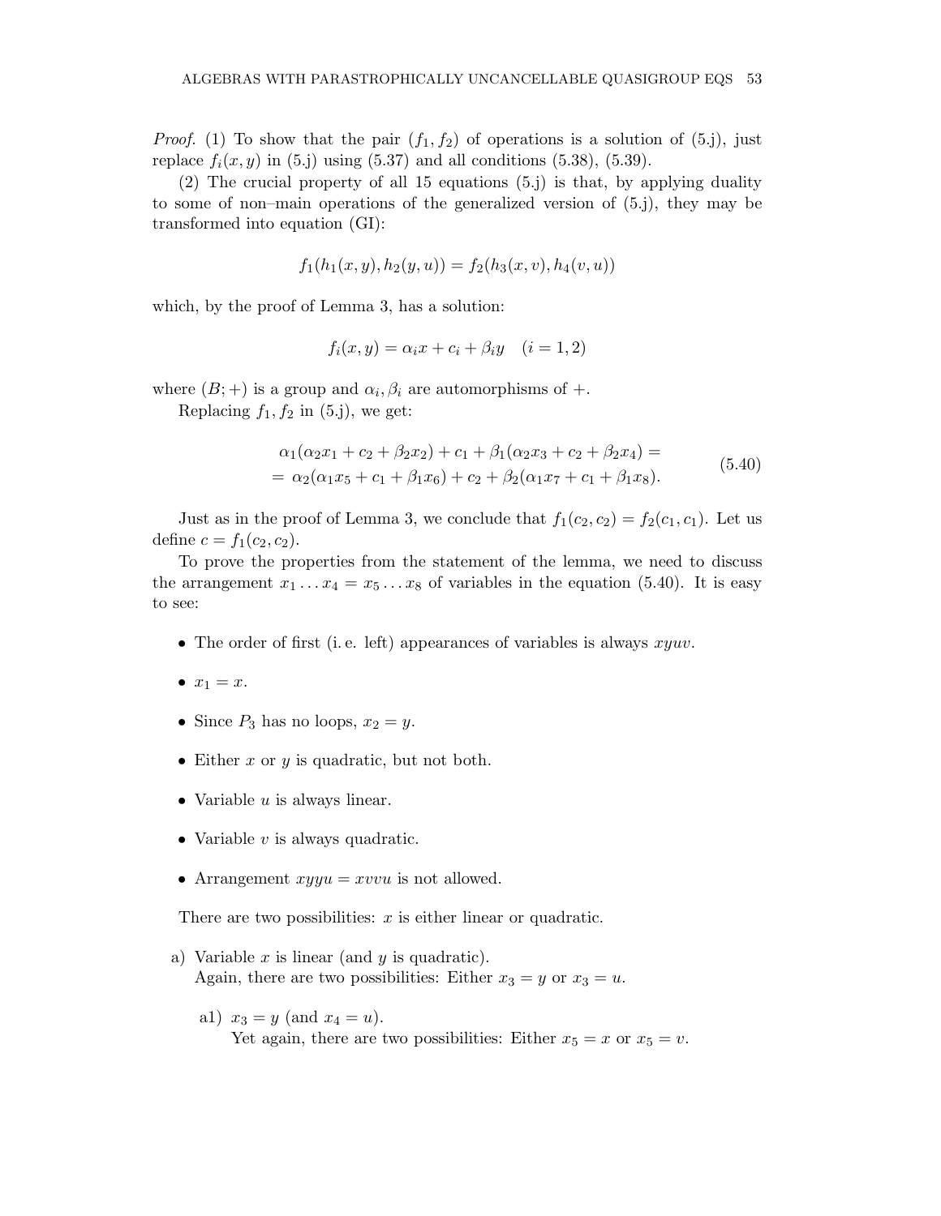*Proof.* (1) To show that the pair $(f_1, f_2)$ of operations is a solution of (5.j), just replace $f_i(x, y)$ in (5.j) using (5.37) and all conditions (5.38), (5.39).

(2) The crucial property of all 15 equations (5.j) is that, by applying duality to some of non–main operations of the generalized version of (5.j), they may be transformed into equation (GI):

$$f_1(h_1(x, y), h_2(y, u)) = f_2(h_3(x, v), h_4(v, u))$$

which, by the proof of Lemma 3, has a solution:

$$f_i(x, y) = \alpha_i x + c_i + \beta_i y \quad (i = 1, 2)$$

where $(B; +)$ is a group and $\alpha_i, \beta_i$ are automorphisms of $+$.

Replacing $f_1, f_2$ in (5.j), we get:

$$\begin{aligned} &\alpha_1(\alpha_2 x_1 + c_2 + \beta_2 x_2) + c_1 + \beta_1(\alpha_2 x_3 + c_2 + \beta_2 x_4) = \\ &= \alpha_2(\alpha_1 x_5 + c_1 + \beta_1 x_6) + c_2 + \beta_2(\alpha_1 x_7 + c_1 + \beta_1 x_8). \end{aligned} \tag{5.40}$$

Just as in the proof of Lemma 3, we conclude that $f_1(c_2, c_2) = f_2(c_1, c_1)$. Let us define $c = f_1(c_2, c_2)$.

To prove the properties from the statement of the lemma, we need to discuss the arrangement $x_1 \ldots x_4 = x_5 \ldots x_8$ of variables in the equation (5.40). It is easy to see:

- The order of first (i. e. left) appearances of variables is always $xyuv$.
- $x_1 = x$.
- Since $P_3$ has no loops, $x_2 = y$.
- Either $x$ or $y$ is quadratic, but not both.
- Variable $u$ is always linear.
- Variable $v$ is always quadratic.
- Arrangement $xyyu = xvvu$ is not allowed.

There are two possibilities: $x$ is either linear or quadratic.

a) Variable $x$ is linear (and $y$ is quadratic).
   Again, there are two possibilities: Either $x_3 = y$ or $x_3 = u$.

   a1) $x_3 = y$ (and $x_4 = u$).
   Yet again, there are two possibilities: Either $x_5 = x$ or $x_5 = v$.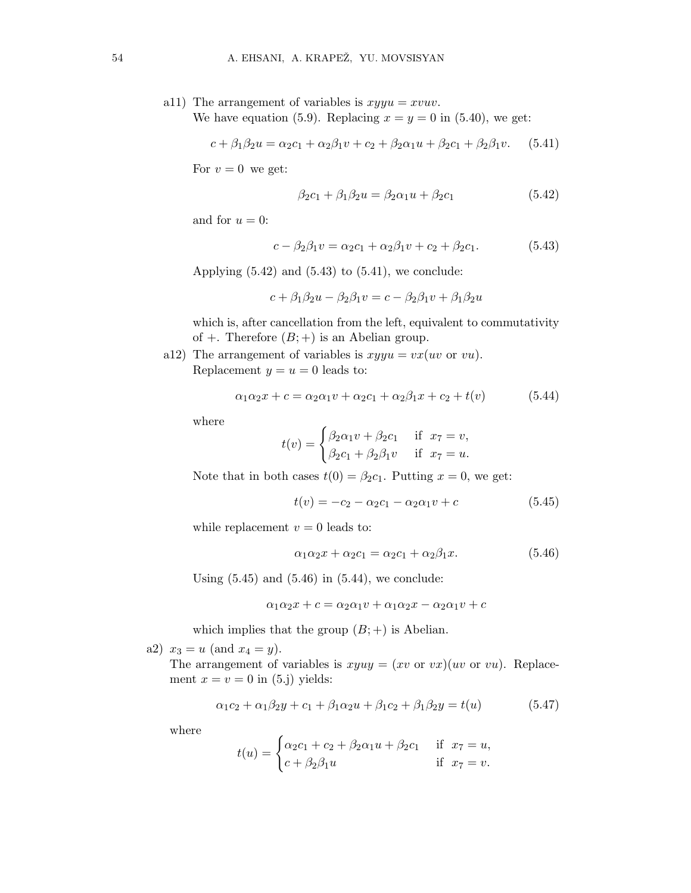a11) The arrangement of variables is $xyyu = xvuv$.
We have equation (5.9). Replacing $x = y = 0$ in (5.40), we get:

$$c + \beta_1\beta_2 u = \alpha_2 c_1 + \alpha_2\beta_1 v + c_2 + \beta_2\alpha_1 u + \beta_2 c_1 + \beta_2\beta_1 v. \tag{5.41}$$

For $v = 0$ we get:

$$\beta_2 c_1 + \beta_1\beta_2 u = \beta_2\alpha_1 u + \beta_2 c_1 \tag{5.42}$$

and for $u = 0$:

$$c - \beta_2\beta_1 v = \alpha_2 c_1 + \alpha_2\beta_1 v + c_2 + \beta_2 c_1. \tag{5.43}$$

Applying (5.42) and (5.43) to (5.41), we conclude:

$$c + \beta_1\beta_2 u - \beta_2\beta_1 v = c - \beta_2\beta_1 v + \beta_1\beta_2 u$$

which is, after cancellation from the left, equivalent to commutativity of $+$. Therefore $(B; +)$ is an Abelian group.

a12) The arrangement of variables is $xyyu = vx(uv \text{ or } vu)$.
Replacement $y = u = 0$ leads to:

$$\alpha_1\alpha_2 x + c = \alpha_2\alpha_1 v + \alpha_2 c_1 + \alpha_2\beta_1 x + c_2 + t(v) \tag{5.44}$$

where

$$t(v) = \begin{cases} \beta_2\alpha_1 v + \beta_2 c_1 & \text{if } \ x_7 = v, \\ \beta_2 c_1 + \beta_2\beta_1 v & \text{if } \ x_7 = u. \end{cases}$$

Note that in both cases $t(0) = \beta_2 c_1$. Putting $x = 0$, we get:

$$t(v) = -c_2 - \alpha_2 c_1 - \alpha_2\alpha_1 v + c \tag{5.45}$$

while replacement $v = 0$ leads to:

$$\alpha_1\alpha_2 x + \alpha_2 c_1 = \alpha_2 c_1 + \alpha_2\beta_1 x. \tag{5.46}$$

Using (5.45) and (5.46) in (5.44), we conclude:

$$\alpha_1\alpha_2 x + c = \alpha_2\alpha_1 v + \alpha_1\alpha_2 x - \alpha_2\alpha_1 v + c$$

which implies that the group $(B; +)$ is Abelian.

a2) $x_3 = u$ (and $x_4 = y$).
The arrangement of variables is $xyuy = (xv \text{ or } vx)(uv \text{ or } vu)$. Replacement $x = v = 0$ in (5.j) yields:

$$\alpha_1 c_2 + \alpha_1\beta_2 y + c_1 + \beta_1\alpha_2 u + \beta_1 c_2 + \beta_1\beta_2 y = t(u) \tag{5.47}$$

where

$$t(u) = \begin{cases} \alpha_2 c_1 + c_2 + \beta_2\alpha_1 u + \beta_2 c_1 & \text{if } \ x_7 = u, \\ c + \beta_2\beta_1 u & \text{if } \ x_7 = v. \end{cases}$$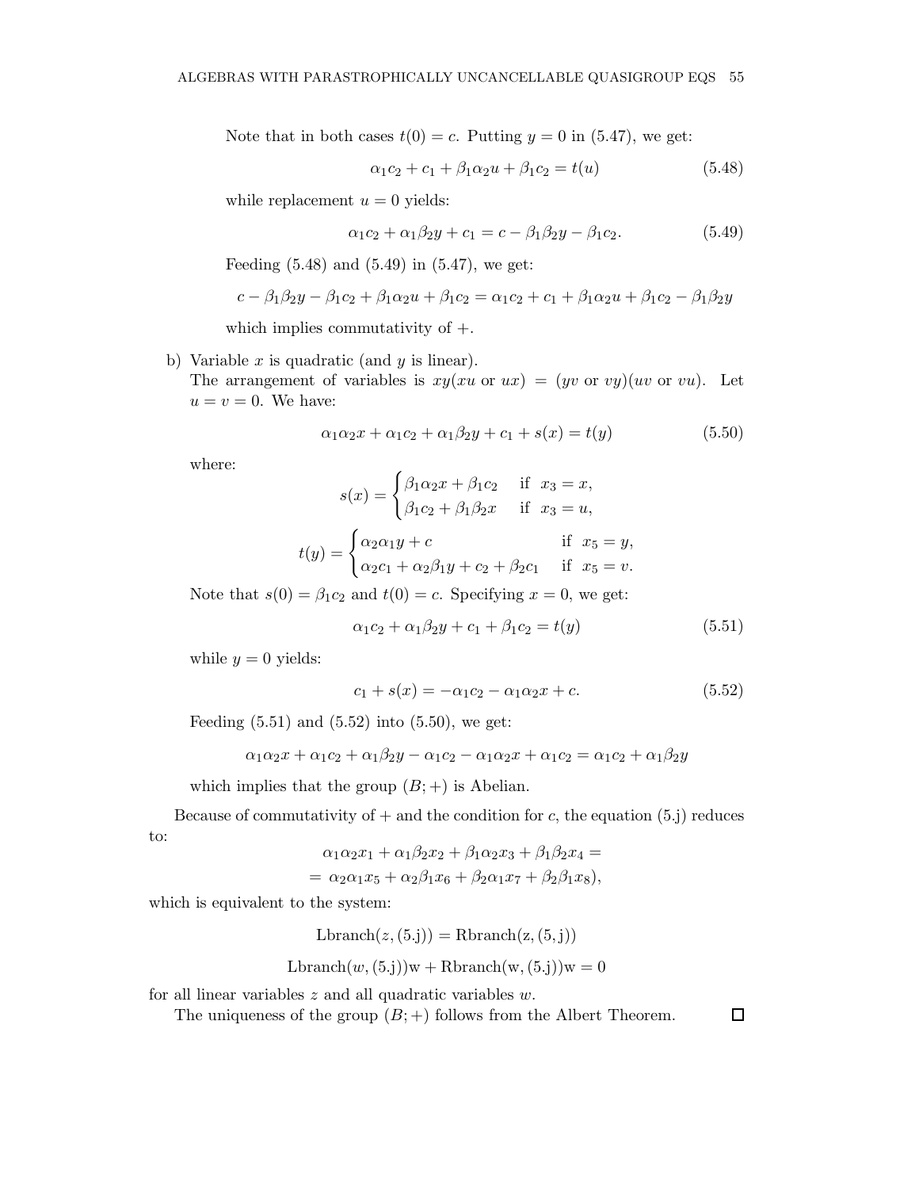Note that in both cases $t(0) = c$. Putting $y = 0$ in (5.47), we get:

$$\alpha_1 c_2 + c_1 + \beta_1\alpha_2 u + \beta_1 c_2 = t(u) \tag{5.48}$$

while replacement $u = 0$ yields:

$$\alpha_1 c_2 + \alpha_1\beta_2 y + c_1 = c - \beta_1\beta_2 y - \beta_1 c_2. \tag{5.49}$$

Feeding (5.48) and (5.49) in (5.47), we get:

$$c - \beta_1\beta_2 y - \beta_1 c_2 + \beta_1\alpha_2 u + \beta_1 c_2 = \alpha_1 c_2 + c_1 + \beta_1\alpha_2 u + \beta_1 c_2 - \beta_1\beta_2 y$$

which implies commutativity of $+$.

b) Variable $x$ is quadratic (and $y$ is linear).
The arrangement of variables is $xy(xu \text{ or } ux) = (yv \text{ or } vy)(uv \text{ or } vu)$. Let $u = v = 0$. We have:

$$\alpha_1\alpha_2 x + \alpha_1 c_2 + \alpha_1\beta_2 y + c_1 + s(x) = t(y) \tag{5.50}$$

where:

$$s(x) = \begin{cases} \beta_1\alpha_2 x + \beta_1 c_2 & \text{if } \ x_3 = x, \\ \beta_1 c_2 + \beta_1\beta_2 x & \text{if } \ x_3 = u, \end{cases}$$

$$t(y) = \begin{cases} \alpha_2\alpha_1 y + c & \text{if } \ x_5 = y, \\ \alpha_2 c_1 + \alpha_2\beta_1 y + c_2 + \beta_2 c_1 & \text{if } \ x_5 = v. \end{cases}$$

Note that $s(0) = \beta_1 c_2$ and $t(0) = c$. Specifying $x = 0$, we get:

$$\alpha_1 c_2 + \alpha_1\beta_2 y + c_1 + \beta_1 c_2 = t(y) \tag{5.51}$$

while $y = 0$ yields:

$$c_1 + s(x) = -\alpha_1 c_2 - \alpha_1\alpha_2 x + c. \tag{5.52}$$

Feeding (5.51) and (5.52) into (5.50), we get:

$$\alpha_1\alpha_2 x + \alpha_1 c_2 + \alpha_1\beta_2 y - \alpha_1 c_2 - \alpha_1\alpha_2 x + \alpha_1 c_2 = \alpha_1 c_2 + \alpha_1\beta_2 y$$

which implies that the group $(B; +)$ is Abelian.

Because of commutativity of $+$ and the condition for $c$, the equation (5.j) reduces to:

$$\alpha_1\alpha_2 x_1 + \alpha_1\beta_2 x_2 + \beta_1\alpha_2 x_3 + \beta_1\beta_2 x_4 =$$
$$= \alpha_2\alpha_1 x_5 + \alpha_2\beta_1 x_6 + \beta_2\alpha_1 x_7 + \beta_2\beta_1 x_8),$$

which is equivalent to the system:

$$\text{Lbranch}(z, (5.\text{j})) = \text{Rbranch}(\text{z}, (5, \text{j}))$$

$$\text{Lbranch}(w, (5.\text{j}))\text{w} + \text{Rbranch}(\text{w}, (5.\text{j}))\text{w} = 0$$

for all linear variables $z$ and all quadratic variables $w$.

The uniqueness of the group $(B; +)$ follows from the Albert Theorem. □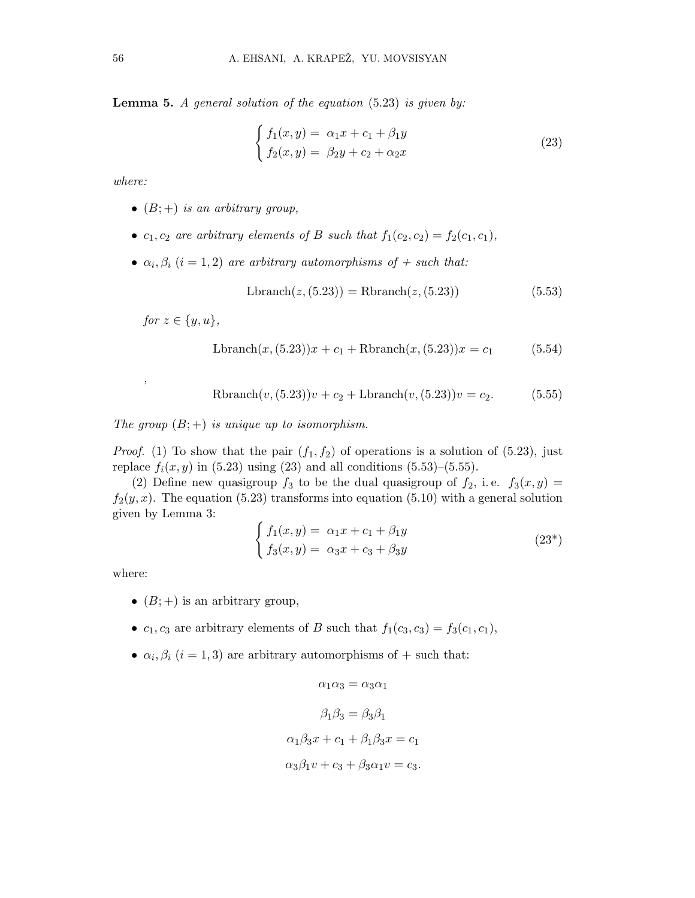**Lemma 5.** *A general solution of the equation* (5.23) *is given by:*

$$\begin{cases} f_1(x,y) = \ \alpha_1 x + c_1 + \beta_1 y \\ f_2(x,y) = \ \beta_2 y + c_2 + \alpha_2 x \end{cases} \tag{23}$$

*where:*

- $(B;+)$ *is an arbitrary group,*
- $c_1, c_2$ *are arbitrary elements of* $B$ *such that* $f_1(c_2,c_2) = f_2(c_1,c_1)$,
- $\alpha_i, \beta_i$ $(i = 1,2)$ *are arbitrary automorphisms of* $+$ *such that:*

$$\text{Lbranch}(z, (5.23)) = \text{Rbranch}(z, (5.23)) \tag{5.53}$$

*for* $z \in \{y, u\}$,

$$\text{Lbranch}(x, (5.23))x + c_1 + \text{Rbranch}(x, (5.23))x = c_1 \tag{5.54}$$

,

$$\text{Rbranch}(v, (5.23))v + c_2 + \text{Lbranch}(v, (5.23))v = c_2. \tag{5.55}$$

*The group* $(B;+)$ *is unique up to isomorphism.*

*Proof.* (1) To show that the pair $(f_1, f_2)$ of operations is a solution of (5.23), just replace $f_i(x,y)$ in (5.23) using (23) and all conditions (5.53)–(5.55).

(2) Define new quasigroup $f_3$ to be the dual quasigroup of $f_2$, i.e. $f_3(x,y) = f_2(y,x)$. The equation (5.23) transforms into equation (5.10) with a general solution given by Lemma 3:

$$\begin{cases} f_1(x,y) = \ \alpha_1 x + c_1 + \beta_1 y \\ f_3(x,y) = \ \alpha_3 x + c_3 + \beta_3 y \end{cases} \tag{23*}$$

where:

- $(B;+)$ is an arbitrary group,
- $c_1, c_3$ are arbitrary elements of $B$ such that $f_1(c_3,c_3) = f_3(c_1,c_1)$,
- $\alpha_i, \beta_i$ $(i = 1,3)$ are arbitrary automorphisms of $+$ such that:

$$\alpha_1\alpha_3 = \alpha_3\alpha_1$$

$$\beta_1\beta_3 = \beta_3\beta_1$$

$$\alpha_1\beta_3 x + c_1 + \beta_1\beta_3 x = c_1$$

$$\alpha_3\beta_1 v + c_3 + \beta_3\alpha_1 v = c_3.$$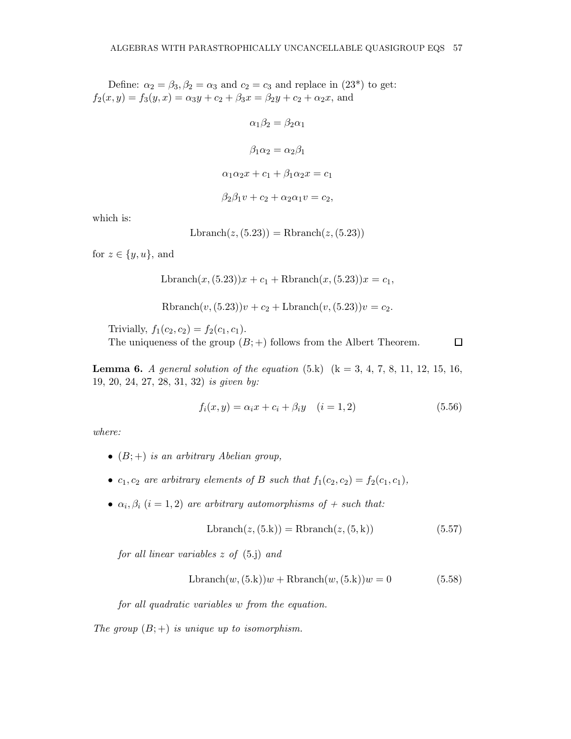Define: $\alpha_2 = \beta_3, \beta_2 = \alpha_3$ and $c_2 = c_3$ and replace in (23*) to get: $f_2(x, y) = f_3(y, x) = \alpha_3 y + c_2 + \beta_3 x = \beta_2 y + c_2 + \alpha_2 x$, and

$$\alpha_1\beta_2 = \beta_2\alpha_1$$

$$\beta_1\alpha_2 = \alpha_2\beta_1$$

$$\alpha_1\alpha_2 x + c_1 + \beta_1\alpha_2 x = c_1$$

$$\beta_2\beta_1 v + c_2 + \alpha_2\alpha_1 v = c_2,$$

which is:

$$\text{Lbranch}(z, (5.23)) = \text{Rbranch}(z, (5.23))$$

for $z \in \{y, u\}$, and

$$\text{Lbranch}(x, (5.23))x + c_1 + \text{Rbranch}(x, (5.23))x = c_1,$$

$$\text{Rbranch}(v, (5.23))v + c_2 + \text{Lbranch}(v, (5.23))v = c_2.$$

Trivially, $f_1(c_2, c_2) = f_2(c_1, c_1)$.

The uniqueness of the group $(B; +)$ follows from the Albert Theorem. □

**Lemma 6.** *A general solution of the equation* (5.k) (k = 3, 4, 7, 8, 11, 12, 15, 16, 19, 20, 24, 27, 28, 31, 32) *is given by:*

$$f_i(x, y) = \alpha_i x + c_i + \beta_i y \quad (i = 1, 2) \tag{5.56}$$

*where:*

- *$(B; +)$ is an arbitrary Abelian group,*
- *$c_1, c_2$ are arbitrary elements of $B$ such that $f_1(c_2, c_2) = f_2(c_1, c_1)$,*
- *$\alpha_i, \beta_i$ $(i = 1, 2)$ are arbitrary automorphisms of $+$ such that:*

$$\text{Lbranch}(z, (5.\text{k})) = \text{Rbranch}(z, (5, \text{k})) \tag{5.57}$$

  *for all linear variables $z$ of* (5.j) *and*

$$\text{Lbranch}(w, (5.\text{k}))w + \text{Rbranch}(w, (5.\text{k}))w = 0 \tag{5.58}$$

  *for all quadratic variables $w$ from the equation.*

*The group $(B; +)$ is unique up to isomorphism.*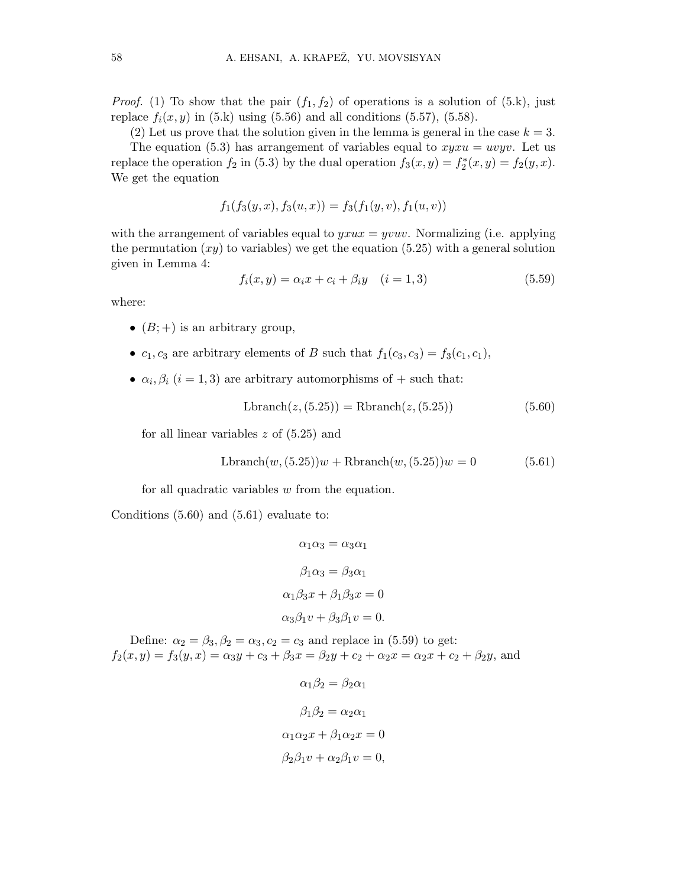*Proof.* (1) To show that the pair $(f_1, f_2)$ of operations is a solution of (5.k), just replace $f_i(x, y)$ in (5.k) using (5.56) and all conditions (5.57), (5.58).

(2) Let us prove that the solution given in the lemma is general in the case $k = 3$.

The equation (5.3) has arrangement of variables equal to $xyxu = uvyv$. Let us replace the operation $f_2$ in (5.3) by the dual operation $f_3(x, y) = f_2^*(x, y) = f_2(y, x)$. We get the equation

$$f_1(f_3(y, x), f_3(u, x)) = f_3(f_1(y, v), f_1(u, v))$$

with the arrangement of variables equal to $yxux = yvuv$. Normalizing (i.e. applying the permutation $(xy)$ to variables) we get the equation (5.25) with a general solution given in Lemma 4:

$$f_i(x, y) = \alpha_i x + c_i + \beta_i y \quad (i = 1, 3) \tag{5.59}$$

where:

- $(B; +)$ is an arbitrary group,
- $c_1, c_3$ are arbitrary elements of $B$ such that $f_1(c_3, c_3) = f_3(c_1, c_1)$,
- $\alpha_i, \beta_i$ $(i = 1, 3)$ are arbitrary automorphisms of $+$ such that:

$$\text{Lbranch}(z, (5.25)) = \text{Rbranch}(z, (5.25)) \tag{5.60}$$

  for all linear variables $z$ of (5.25) and

$$\text{Lbranch}(w, (5.25))w + \text{Rbranch}(w, (5.25))w = 0 \tag{5.61}$$

  for all quadratic variables $w$ from the equation.

Conditions (5.60) and (5.61) evaluate to:

$$\alpha_1\alpha_3 = \alpha_3\alpha_1$$

$$\beta_1\alpha_3 = \beta_3\alpha_1$$

$$\alpha_1\beta_3 x + \beta_1\beta_3 x = 0$$

$$\alpha_3\beta_1 v + \beta_3\beta_1 v = 0.$$

Define: $\alpha_2 = \beta_3, \beta_2 = \alpha_3, c_2 = c_3$ and replace in (5.59) to get:
$f_2(x, y) = f_3(y, x) = \alpha_3 y + c_3 + \beta_3 x = \beta_2 y + c_2 + \alpha_2 x = \alpha_2 x + c_2 + \beta_2 y$, and

$$\alpha_1\beta_2 = \beta_2\alpha_1$$

$$\beta_1\beta_2 = \alpha_2\alpha_1$$

$$\alpha_1\alpha_2 x + \beta_1\alpha_2 x = 0$$

$$\beta_2\beta_1 v + \alpha_2\beta_1 v = 0,$$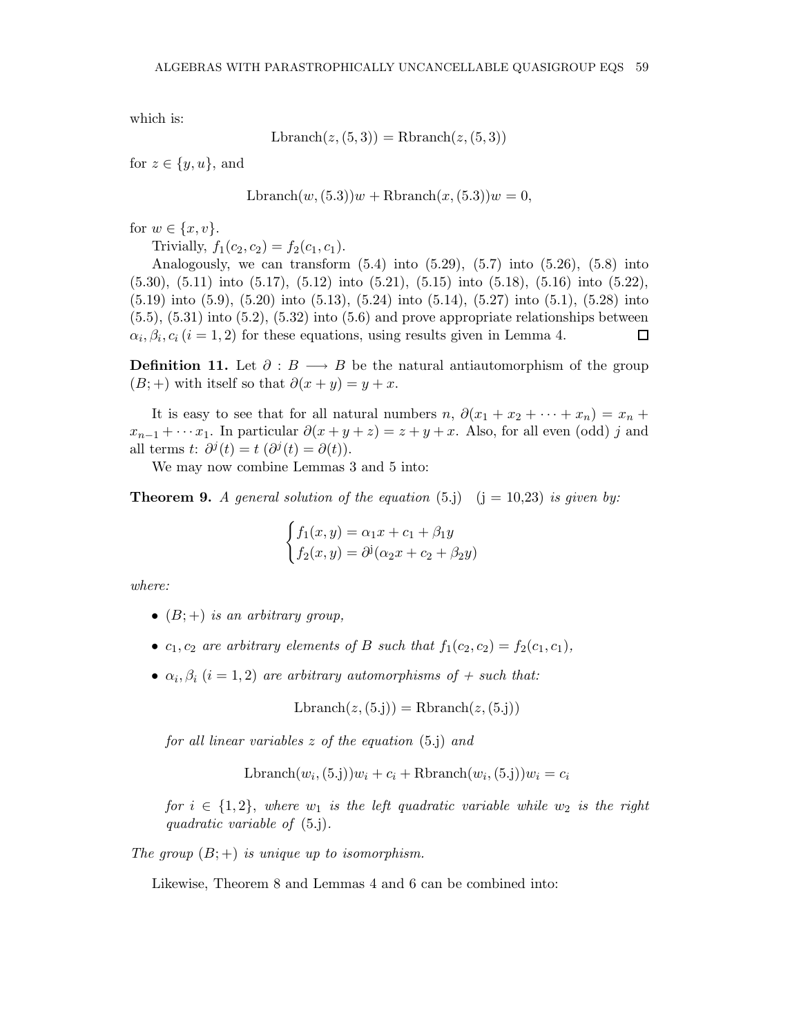which is:

$$\text{Lbranch}(z,(5,3)) = \text{Rbranch}(z,(5,3))$$

for $z \in \{y, u\}$, and

$$\text{Lbranch}(w,(5.3))w + \text{Rbranch}(x,(5.3))w = 0,$$

for $w \in \{x, v\}$.

Trivially, $f_1(c_2, c_2) = f_2(c_1, c_1)$.

Analogously, we can transform (5.4) into (5.29), (5.7) into (5.26), (5.8) into (5.30), (5.11) into (5.17), (5.12) into (5.21), (5.15) into (5.18), (5.16) into (5.22), (5.19) into (5.9), (5.20) into (5.13), (5.24) into (5.14), (5.27) into (5.1), (5.28) into (5.5), (5.31) into (5.2), (5.32) into (5.6) and prove appropriate relationships between $\alpha_i, \beta_i, c_i$ $(i = 1, 2)$ for these equations, using results given in Lemma 4. □

**Definition 11.** Let $\partial : B \longrightarrow B$ be the natural antiautomorphism of the group $(B; +)$ with itself so that $\partial(x + y) = y + x$.

It is easy to see that for all natural numbers $n$, $\partial(x_1 + x_2 + \cdots + x_n) = x_n + x_{n-1} + \cdots x_1$. In particular $\partial(x + y + z) = z + y + x$. Also, for all even (odd) $j$ and all terms $t$: $\partial^j(t) = t$ ($\partial^j(t) = \partial(t)$).

We may now combine Lemmas 3 and 5 into:

**Theorem 9.** *A general solution of the equation* (5.j) (j = 10,23) *is given by:*

$$\begin{cases} f_1(x,y) = \alpha_1 x + c_1 + \beta_1 y \\ f_2(x,y) = \partial^{\text{j}}(\alpha_2 x + c_2 + \beta_2 y) \end{cases}$$

*where:*

- $(B; +)$ *is an arbitrary group,*
- $c_1, c_2$ *are arbitrary elements of* $B$ *such that* $f_1(c_2, c_2) = f_2(c_1, c_1)$,
- $\alpha_i, \beta_i$ $(i = 1, 2)$ *are arbitrary automorphisms of* $+$ *such that:*

$$\text{Lbranch}(z,(5.\text{j})) = \text{Rbranch}(z,(5.\text{j}))$$

*for all linear variables* $z$ *of the equation* (5.j) *and*

$$\text{Lbranch}(w_i,(5.\text{j}))w_i + c_i + \text{Rbranch}(w_i,(5.\text{j}))w_i = c_i$$

*for* $i \in \{1, 2\}$, *where* $w_1$ *is the left quadratic variable while* $w_2$ *is the right quadratic variable of* (5.j).

*The group* $(B; +)$ *is unique up to isomorphism.*

Likewise, Theorem 8 and Lemmas 4 and 6 can be combined into: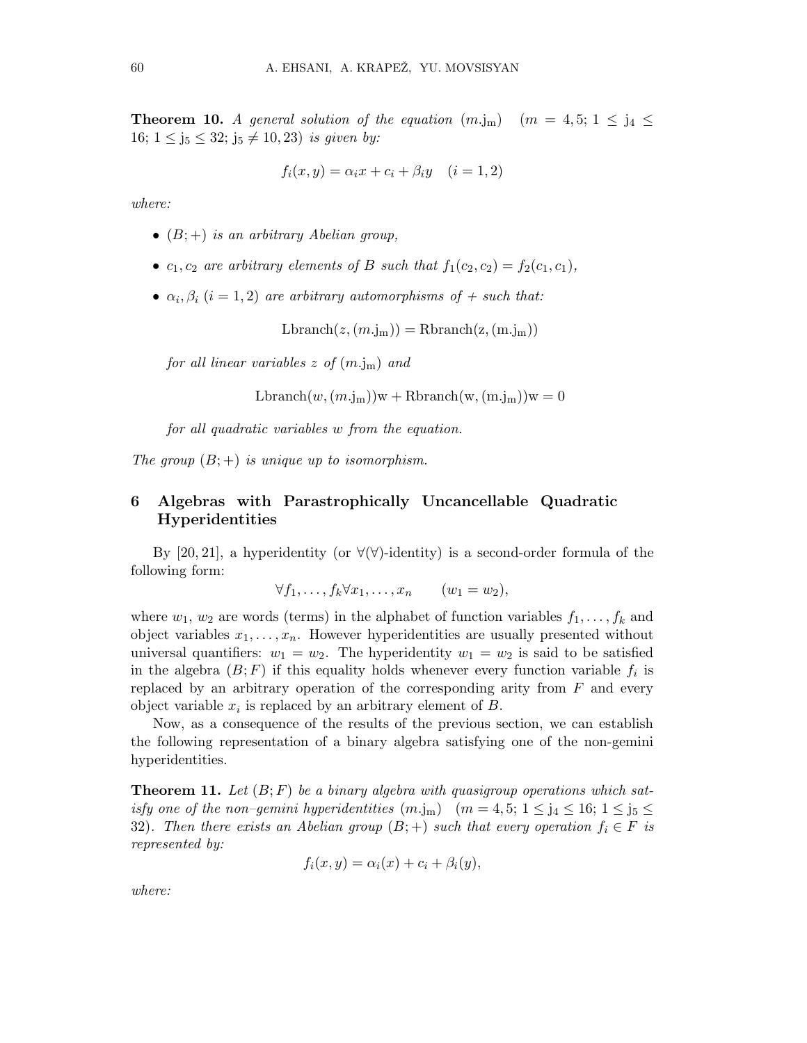**Theorem 10.** *A general solution of the equation* $(m.\mathrm{j_m})$ $\quad (m = 4, 5;\ 1 \leq \mathrm{j}_4 \leq 16;\ 1 \leq \mathrm{j}_5 \leq 32;\ \mathrm{j}_5 \neq 10, 23)$ *is given by:*

$$f_i(x, y) = \alpha_i x + c_i + \beta_i y \quad (i = 1, 2)$$

*where:*

- $(B; +)$ *is an arbitrary Abelian group,*
- $c_1, c_2$ *are arbitrary elements of* $B$ *such that* $f_1(c_2, c_2) = f_2(c_1, c_1)$,
- $\alpha_i, \beta_i$ $(i = 1, 2)$ *are arbitrary automorphisms of* $+$ *such that:*

  $$\mathrm{Lbranch}(z, (m.\mathrm{j_m})) = \mathrm{Rbranch}(\mathrm{z}, (\mathrm{m.j_m}))$$

  *for all linear variables* $z$ *of* $(m.\mathrm{j_m})$ *and*

  $$\mathrm{Lbranch}(w, (m.\mathrm{j_m}))\mathrm{w} + \mathrm{Rbranch}(\mathrm{w}, (\mathrm{m.j_m}))\mathrm{w} = 0$$

  *for all quadratic variables* $w$ *from the equation.*

*The group* $(B; +)$ *is unique up to isomorphism.*

## 6 Algebras with Parastrophically Uncancellable Quadratic Hyperidentities

By [20, 21], a hyperidentity (or $\forall(\forall)$-identity) is a second-order formula of the following form:

$$\forall f_1, \ldots, f_k \forall x_1, \ldots, x_n \qquad (w_1 = w_2),$$

where $w_1$, $w_2$ are words (terms) in the alphabet of function variables $f_1, \ldots, f_k$ and object variables $x_1, \ldots, x_n$. However hyperidentities are usually presented without universal quantifiers: $w_1 = w_2$. The hyperidentity $w_1 = w_2$ is said to be satisfied in the algebra $(B; F)$ if this equality holds whenever every function variable $f_i$ is replaced by an arbitrary operation of the corresponding arity from $F$ and every object variable $x_i$ is replaced by an arbitrary element of $B$.

Now, as a consequence of the results of the previous section, we can establish the following representation of a binary algebra satisfying one of the non-gemini hyperidentities.

**Theorem 11.** *Let* $(B; F)$ *be a binary algebra with quasigroup operations which satisfy one of the non–gemini hyperidentities* $(m.\mathrm{j_m})$ $\quad (m = 4, 5;\ 1 \leq \mathrm{j}_4 \leq 16;\ 1 \leq \mathrm{j}_5 \leq 32)$. *Then there exists an Abelian group* $(B; +)$ *such that every operation* $f_i \in F$ *is represented by:*

$$f_i(x, y) = \alpha_i(x) + c_i + \beta_i(y),$$

*where:*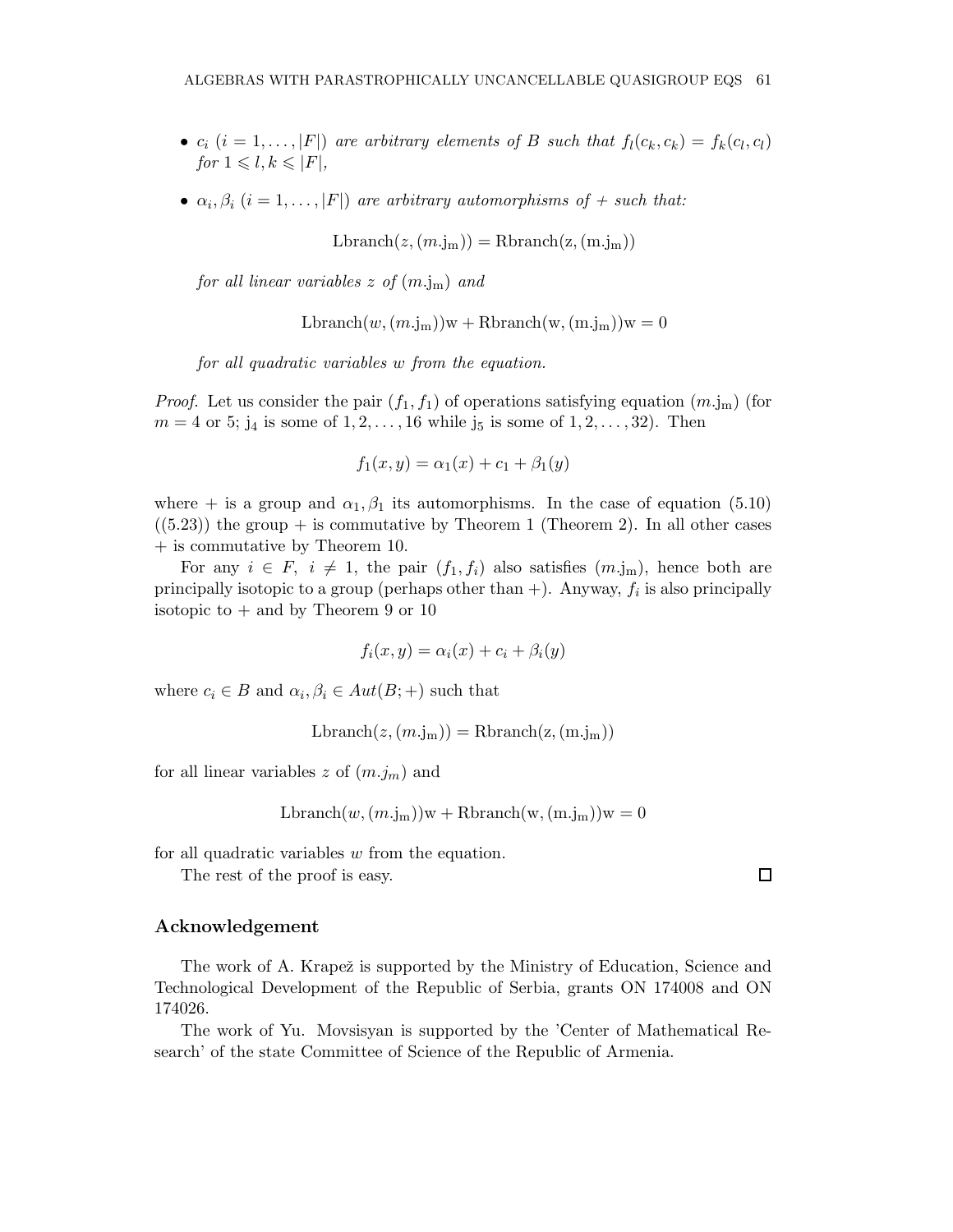- $c_i$ $(i = 1, \ldots, |F|)$ *are arbitrary elements of* $B$ *such that* $f_l(c_k, c_k) = f_k(c_l, c_l)$ *for* $1 \leqslant l, k \leqslant |F|$,
- $\alpha_i, \beta_i$ $(i = 1, \ldots, |F|)$ *are arbitrary automorphisms of* $+$ *such that:*

$$\mathrm{Lbranch}(z, (m.\mathrm{j_m})) = \mathrm{Rbranch(z, (m.j_m))}$$

*for all linear variables* $z$ *of* $(m.\mathrm{j_m})$ *and*

$$\mathrm{Lbranch}(w, (m.\mathrm{j_m}))\mathrm{w} + \mathrm{Rbranch(w, (m.j_m))w} = 0$$

*for all quadratic variables* $w$ *from the equation.*

*Proof.* Let us consider the pair $(f_1, f_1)$ of operations satisfying equation $(m.\mathrm{j_m})$ (for $m = 4$ or $5$; $\mathrm{j_4}$ is some of $1, 2, \ldots, 16$ while $\mathrm{j_5}$ is some of $1, 2, \ldots, 32$). Then

$$f_1(x, y) = \alpha_1(x) + c_1 + \beta_1(y)$$

where $+$ is a group and $\alpha_1, \beta_1$ its automorphisms. In the case of equation (5.10) ((5.23)) the group $+$ is commutative by Theorem 1 (Theorem 2). In all other cases $+$ is commutative by Theorem 10.

For any $i \in F$, $i \neq 1$, the pair $(f_1, f_i)$ also satisfies $(m.\mathrm{j_m})$, hence both are principally isotopic to a group (perhaps other than $+$). Anyway, $f_i$ is also principally isotopic to $+$ and by Theorem 9 or 10

$$f_i(x, y) = \alpha_i(x) + c_i + \beta_i(y)$$

where $c_i \in B$ and $\alpha_i, \beta_i \in Aut(B; +)$ such that

$$\mathrm{Lbranch}(z, (m.\mathrm{j_m})) = \mathrm{Rbranch(z, (m.j_m))}$$

for all linear variables $z$ of $(m.j_m)$ and

$$\mathrm{Lbranch}(w, (m.\mathrm{j_m}))\mathrm{w} + \mathrm{Rbranch(w, (m.j_m))w} = 0$$

for all quadratic variables $w$ from the equation.

The rest of the proof is easy. □

## Acknowledgement

The work of A. Krapež is supported by the Ministry of Education, Science and Technological Development of the Republic of Serbia, grants ON 174008 and ON 174026.

The work of Yu. Movsisyan is supported by the 'Center of Mathematical Research' of the state Committee of Science of the Republic of Armenia.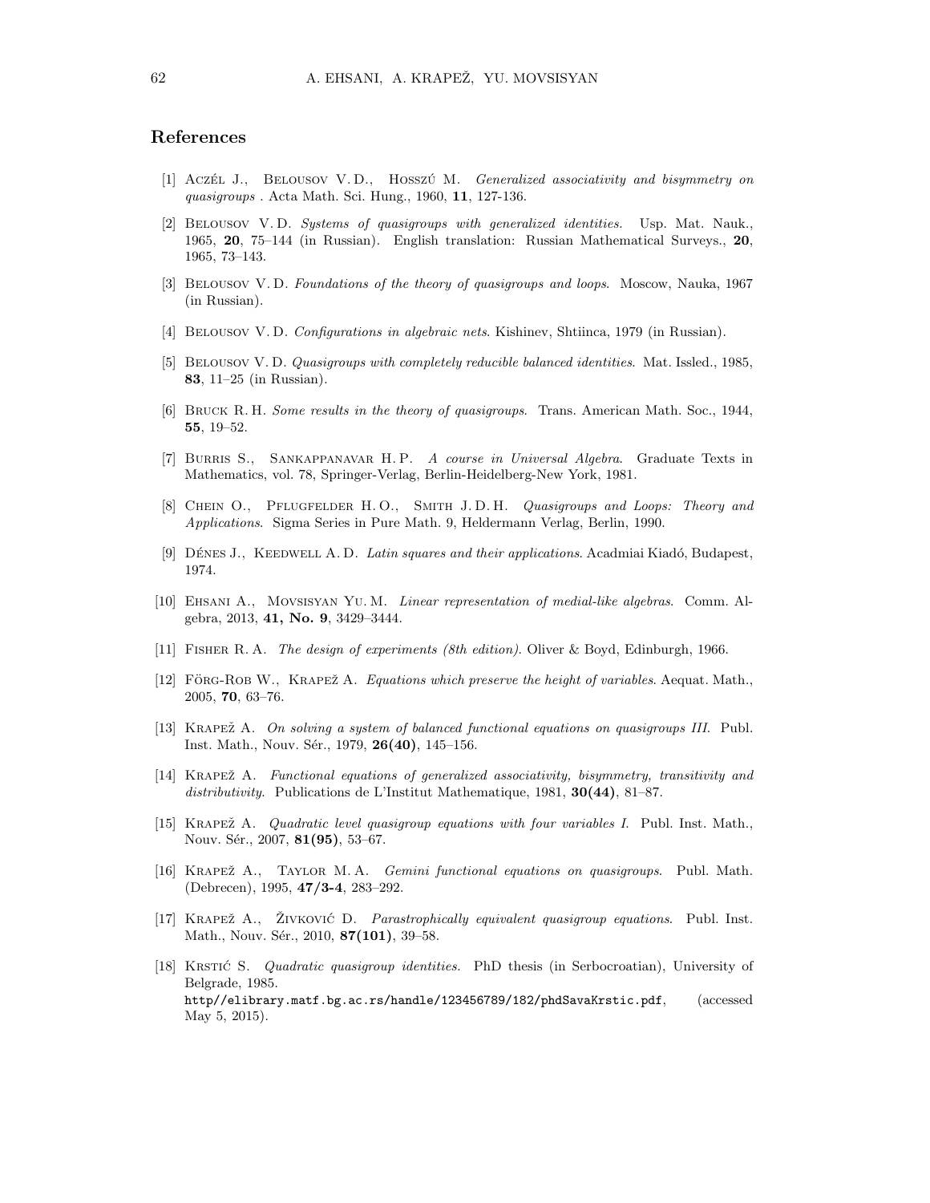## References

[1] Aczél J., Belousov V. D., Hosszú M. *Generalized associativity and bisymmetry on quasigroups* . Acta Math. Sci. Hung., 1960, **11**, 127-136.

[2] Belousov V. D. *Systems of quasigroups with generalized identities*. Usp. Mat. Nauk., 1965, **20**, 75–144 (in Russian). English translation: Russian Mathematical Surveys., **20**, 1965, 73–143.

[3] Belousov V. D. *Foundations of the theory of quasigroups and loops*. Moscow, Nauka, 1967 (in Russian).

[4] Belousov V. D. *Configurations in algebraic nets*. Kishinev, Shtiinca, 1979 (in Russian).

[5] Belousov V. D. *Quasigroups with completely reducible balanced identities*. Mat. Issled., 1985, **83**, 11–25 (in Russian).

[6] Bruck R. H. *Some results in the theory of quasigroups*. Trans. American Math. Soc., 1944, **55**, 19–52.

[7] Burris S., Sankappanavar H. P. *A course in Universal Algebra*. Graduate Texts in Mathematics, vol. 78, Springer-Verlag, Berlin-Heidelberg-New York, 1981.

[8] Chein O., Pflugfelder H. O., Smith J. D. H. *Quasigroups and Loops: Theory and Applications*. Sigma Series in Pure Math. 9, Heldermann Verlag, Berlin, 1990.

[9] Dénes J., Keedwell A. D. *Latin squares and their applications*. Acadmiai Kiadó, Budapest, 1974.

[10] Ehsani A., Movsisyan Yu. M. *Linear representation of medial-like algebras*. Comm. Algebra, 2013, **41, No. 9**, 3429–3444.

[11] Fisher R. A. *The design of experiments (8th edition)*. Oliver & Boyd, Edinburgh, 1966.

[12] Förg-Rob W., Krapež A. *Equations which preserve the height of variables*. Aequat. Math., 2005, **70**, 63–76.

[13] Krapež A. *On solving a system of balanced functional equations on quasigroups III.* Publ. Inst. Math., Nouv. Sér., 1979, **26(40)**, 145–156.

[14] Krapež A. *Functional equations of generalized associativity, bisymmetry, transitivity and distributivity*. Publications de L'Institut Mathematique, 1981, **30(44)**, 81–87.

[15] Krapež A. *Quadratic level quasigroup equations with four variables I*. Publ. Inst. Math., Nouv. Sér., 2007, **81(95)**, 53–67.

[16] Krapež A., Taylor M. A. *Gemini functional equations on quasigroups*. Publ. Math. (Debrecen), 1995, **47/3-4**, 283–292.

[17] Krapež A., Živković D. *Parastrophically equivalent quasigroup equations*. Publ. Inst. Math., Nouv. Sér., 2010, **87(101)**, 39–58.

[18] Krstić S. *Quadratic quasigroup identities.* PhD thesis (in Serbocroatian), University of Belgrade, 1985. `http//elibrary.matf.bg.ac.rs/handle/123456789/182/phdSavaKrstic.pdf`, (accessed May 5, 2015).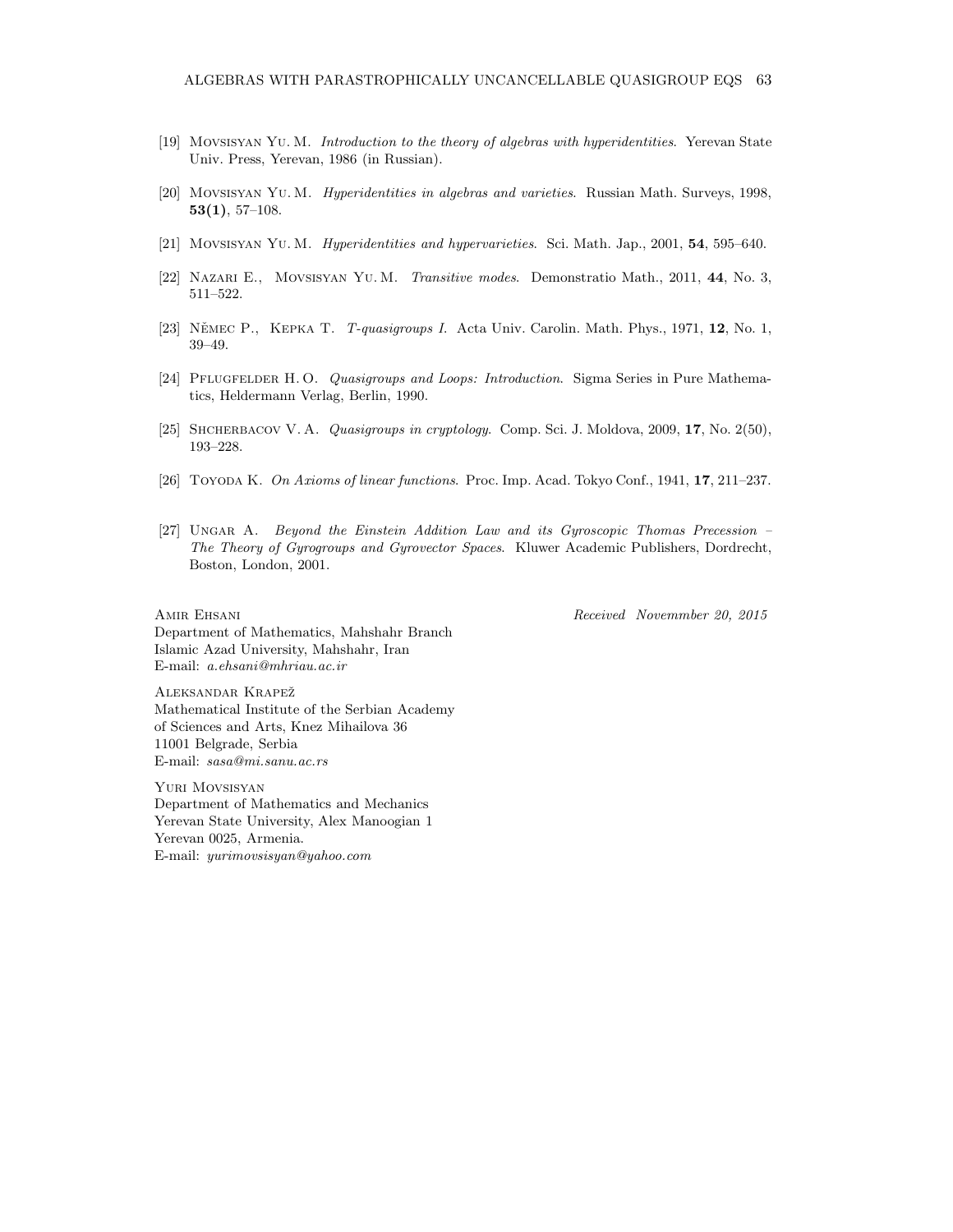[19] Movsisyan Yu. M. *Introduction to the theory of algebras with hyperidentities*. Yerevan State Univ. Press, Yerevan, 1986 (in Russian).

[20] Movsisyan Yu. M. *Hyperidentities in algebras and varieties*. Russian Math. Surveys, 1998, **53(1)**, 57–108.

[21] Movsisyan Yu. M. *Hyperidentities and hypervarieties*. Sci. Math. Jap., 2001, **54**, 595–640.

[22] Nazari E., Movsisyan Yu. M. *Transitive modes*. Demonstratio Math., 2011, **44**, No. 3, 511–522.

[23] Němec P., Kepka T. *T-quasigroups I*. Acta Univ. Carolin. Math. Phys., 1971, **12**, No. 1, 39–49.

[24] Pflugfelder H. O. *Quasigroups and Loops: Introduction*. Sigma Series in Pure Mathematics, Heldermann Verlag, Berlin, 1990.

[25] Shcherbacov V. A. *Quasigroups in cryptology*. Comp. Sci. J. Moldova, 2009, **17**, No. 2(50), 193–228.

[26] Toyoda K. *On Axioms of linear functions*. Proc. Imp. Acad. Tokyo Conf., 1941, **17**, 211–237.

[27] Ungar A. *Beyond the Einstein Addition Law and its Gyroscopic Thomas Precession – The Theory of Gyrogroups and Gyrovector Spaces*. Kluwer Academic Publishers, Dordrecht, Boston, London, 2001.

Amir Ehsani
Department of Mathematics, Mahshahr Branch
Islamic Azad University, Mahshahr, Iran
E-mail: *a.ehsani@mhriau.ac.ir*

*Received Novemmber 20, 2015*

Aleksandar Krapež
Mathematical Institute of the Serbian Academy
of Sciences and Arts, Knez Mihailova 36
11001 Belgrade, Serbia
E-mail: *sasa@mi.sanu.ac.rs*

Yuri Movsisyan
Department of Mathematics and Mechanics
Yerevan State University, Alex Manoogian 1
Yerevan 0025, Armenia.
E-mail: *yurimovsisyan@yahoo.com*